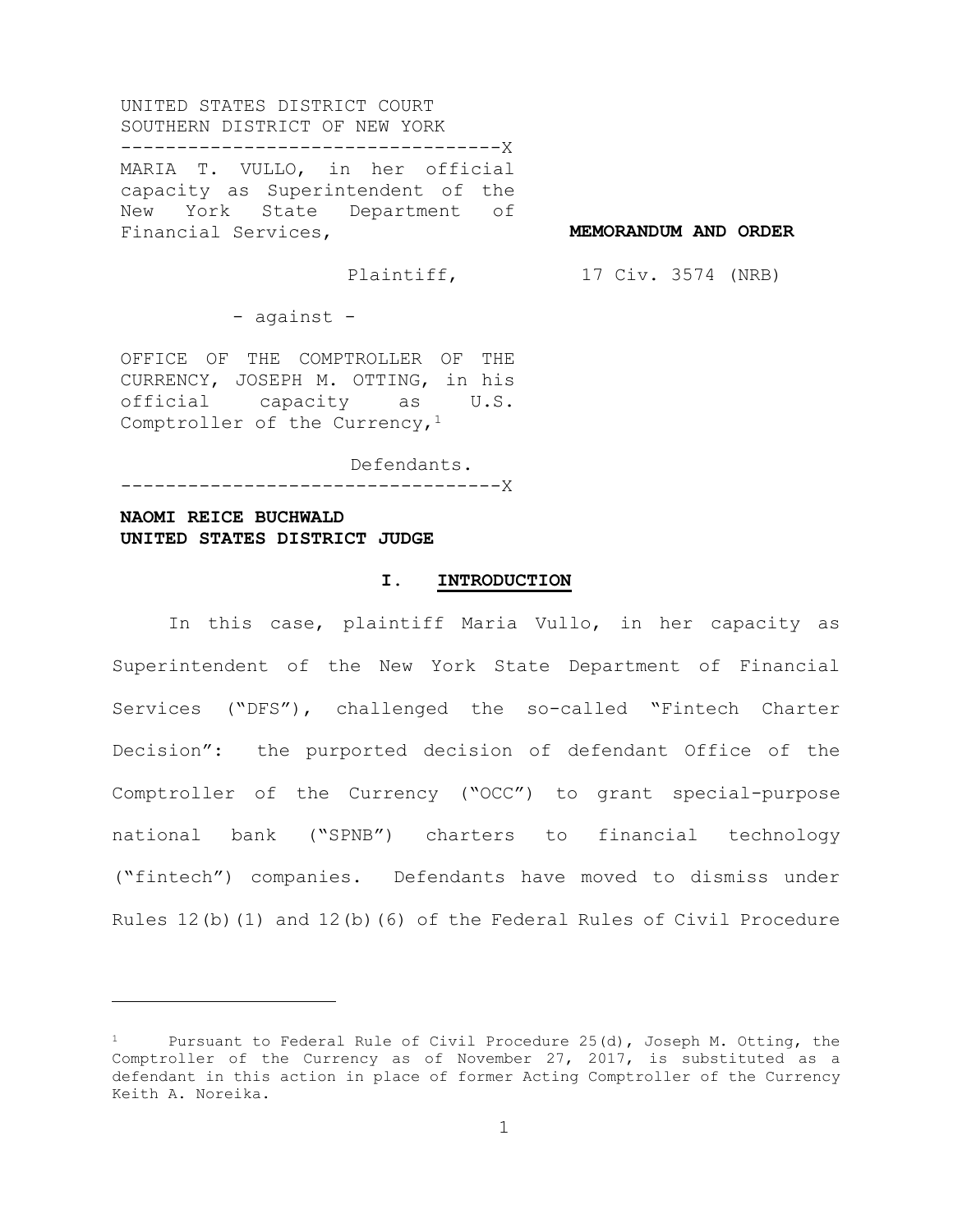UNITED STATES DISTRICT COURT
SOUTHERN DISTRICT OF NEW YORK

----------------------------------X

MARIA T. VULLO, in her official capacity as Superintendent of the New York State Department of Financial Services,

Plaintiff,

- against -

OFFICE OF THE COMPTROLLER OF THE CURRENCY, JOSEPH M. OTTING, in his official capacity as U.S. Comptroller of the Currency,[1]

Defendants.

----------------------------------X

**MEMORANDUM AND ORDER**

17 Civ. 3574 (NRB)

**NAOMI REICE BUCHWALD**
**UNITED STATES DISTRICT JUDGE**

## I. INTRODUCTION

In this case, plaintiff Maria Vullo, in her capacity as Superintendent of the New York State Department of Financial Services ("DFS"), challenged the so-called "Fintech Charter Decision": the purported decision of defendant Office of the Comptroller of the Currency ("OCC") to grant special-purpose national bank ("SPNB") charters to financial technology ("fintech") companies. Defendants have moved to dismiss under Rules 12(b)(1) and 12(b)(6) of the Federal Rules of Civil Procedure

---

[1] Pursuant to Federal Rule of Civil Procedure 25(d), Joseph M. Otting, the Comptroller of the Currency as of November 27, 2017, is substituted as a defendant in this action in place of former Acting Comptroller of the Currency Keith A. Noreika.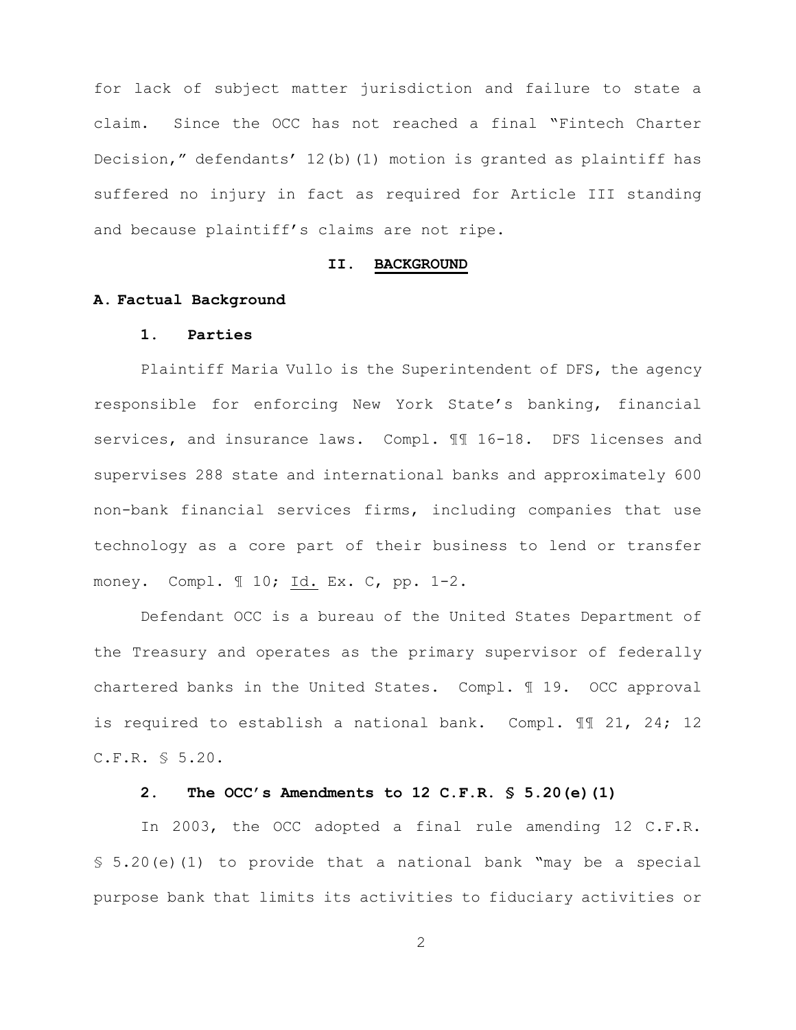for lack of subject matter jurisdiction and failure to state a claim. Since the OCC has not reached a final "Fintech Charter Decision," defendants' 12(b)(1) motion is granted as plaintiff has suffered no injury in fact as required for Article III standing and because plaintiff's claims are not ripe.

## II. BACKGROUND

### A. Factual Background

#### 1. Parties

Plaintiff Maria Vullo is the Superintendent of DFS, the agency responsible for enforcing New York State's banking, financial services, and insurance laws. Compl. ¶¶ 16-18. DFS licenses and supervises 288 state and international banks and approximately 600 non-bank financial services firms, including companies that use technology as a core part of their business to lend or transfer money. Compl. ¶ 10; Id. Ex. C, pp. 1-2.

Defendant OCC is a bureau of the United States Department of the Treasury and operates as the primary supervisor of federally chartered banks in the United States. Compl. ¶ 19. OCC approval is required to establish a national bank. Compl. ¶¶ 21, 24; 12 C.F.R. § 5.20.

#### 2. The OCC's Amendments to 12 C.F.R. § 5.20(e)(1)

In 2003, the OCC adopted a final rule amending 12 C.F.R. § 5.20(e)(1) to provide that a national bank "may be a special purpose bank that limits its activities to fiduciary activities or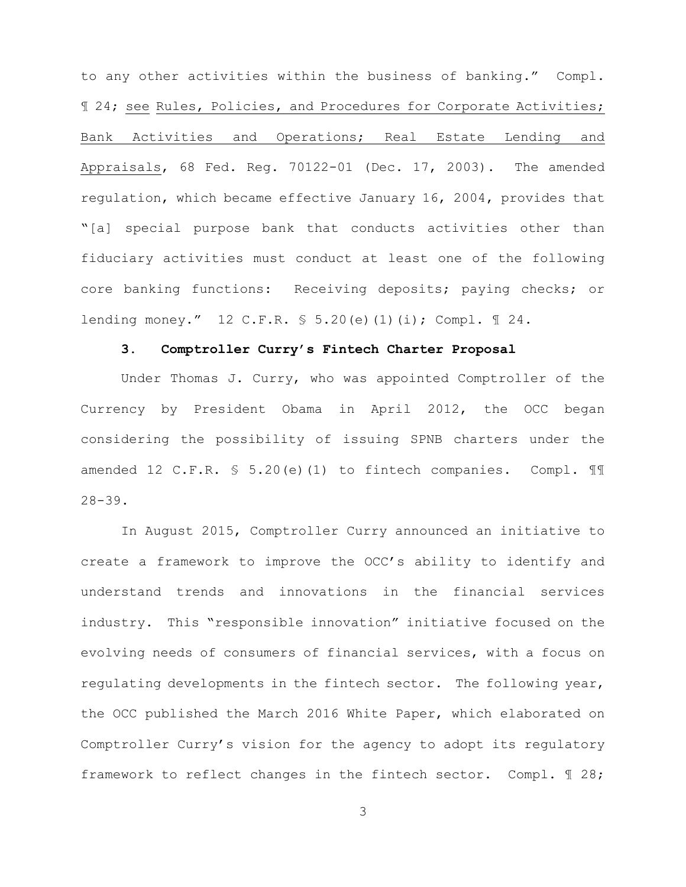to any other activities within the business of banking." Compl. ¶ 24; see Rules, Policies, and Procedures for Corporate Activities; Bank Activities and Operations; Real Estate Lending and Appraisals, 68 Fed. Reg. 70122-01 (Dec. 17, 2003). The amended regulation, which became effective January 16, 2004, provides that "[a] special purpose bank that conducts activities other than fiduciary activities must conduct at least one of the following core banking functions: Receiving deposits; paying checks; or lending money." 12 C.F.R. § 5.20(e)(1)(i); Compl. ¶ 24.

### 3. Comptroller Curry's Fintech Charter Proposal

Under Thomas J. Curry, who was appointed Comptroller of the Currency by President Obama in April 2012, the OCC began considering the possibility of issuing SPNB charters under the amended 12 C.F.R. § 5.20(e)(1) to fintech companies. Compl. ¶¶ 28-39.

In August 2015, Comptroller Curry announced an initiative to create a framework to improve the OCC's ability to identify and understand trends and innovations in the financial services industry. This "responsible innovation" initiative focused on the evolving needs of consumers of financial services, with a focus on regulating developments in the fintech sector. The following year, the OCC published the March 2016 White Paper, which elaborated on Comptroller Curry's vision for the agency to adopt its regulatory framework to reflect changes in the fintech sector. Compl. ¶ 28;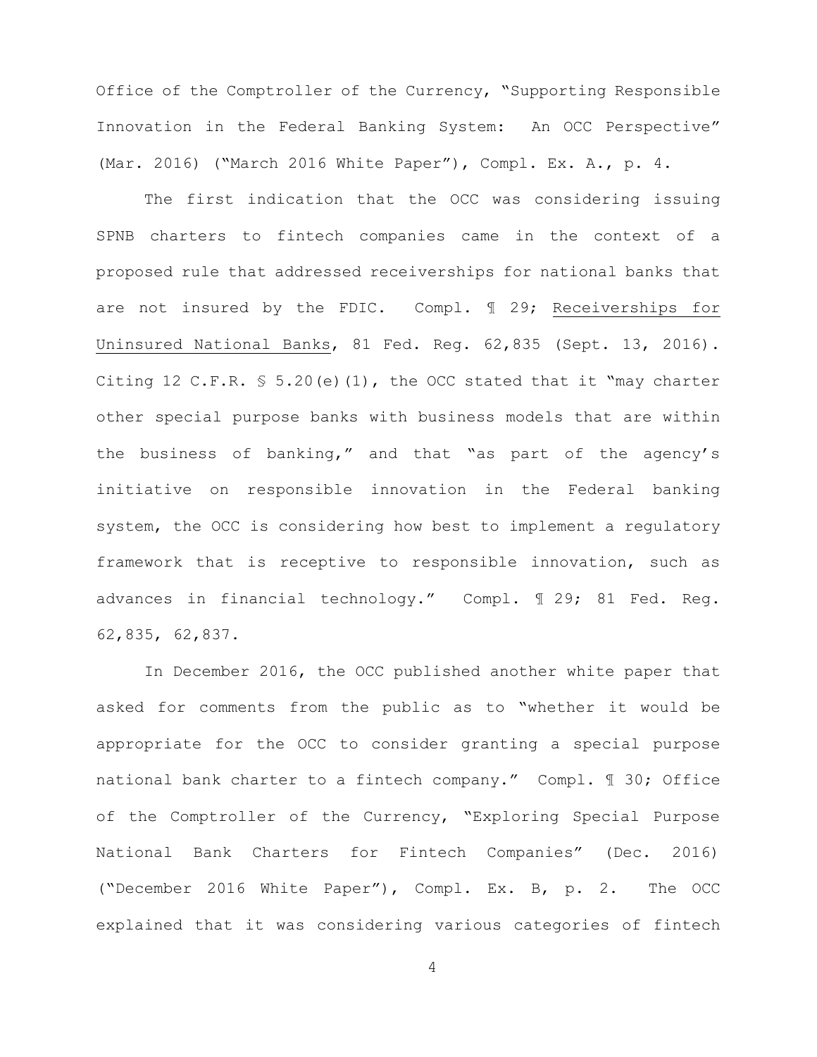Office of the Comptroller of the Currency, "Supporting Responsible Innovation in the Federal Banking System: An OCC Perspective" (Mar. 2016) ("March 2016 White Paper"), Compl. Ex. A., p. 4.

The first indication that the OCC was considering issuing SPNB charters to fintech companies came in the context of a proposed rule that addressed receiverships for national banks that are not insured by the FDIC. Compl. ¶ 29; <u>Receiverships for Uninsured National Banks</u>, 81 Fed. Reg. 62,835 (Sept. 13, 2016). Citing 12 C.F.R. § 5.20(e)(1), the OCC stated that it "may charter other special purpose banks with business models that are within the business of banking," and that "as part of the agency's initiative on responsible innovation in the Federal banking system, the OCC is considering how best to implement a regulatory framework that is receptive to responsible innovation, such as advances in financial technology." Compl. ¶ 29; 81 Fed. Reg. 62,835, 62,837.

In December 2016, the OCC published another white paper that asked for comments from the public as to "whether it would be appropriate for the OCC to consider granting a special purpose national bank charter to a fintech company." Compl. ¶ 30; Office of the Comptroller of the Currency, "Exploring Special Purpose National Bank Charters for Fintech Companies" (Dec. 2016) ("December 2016 White Paper"), Compl. Ex. B, p. 2. The OCC explained that it was considering various categories of fintech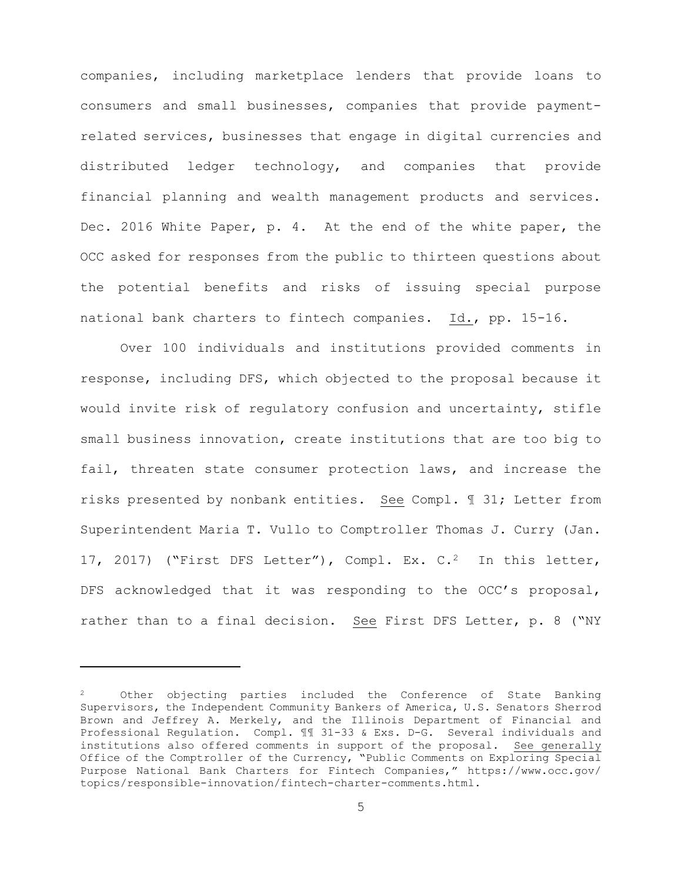companies, including marketplace lenders that provide loans to consumers and small businesses, companies that provide payment-related services, businesses that engage in digital currencies and distributed ledger technology, and companies that provide financial planning and wealth management products and services. Dec. 2016 White Paper, p. 4. At the end of the white paper, the OCC asked for responses from the public to thirteen questions about the potential benefits and risks of issuing special purpose national bank charters to fintech companies. Id., pp. 15-16.

Over 100 individuals and institutions provided comments in response, including DFS, which objected to the proposal because it would invite risk of regulatory confusion and uncertainty, stifle small business innovation, create institutions that are too big to fail, threaten state consumer protection laws, and increase the risks presented by nonbank entities. See Compl. ¶ 31; Letter from Superintendent Maria T. Vullo to Comptroller Thomas J. Curry (Jan. 17, 2017) ("First DFS Letter"), Compl. Ex. C.[2] In this letter, DFS acknowledged that it was responding to the OCC's proposal, rather than to a final decision. See First DFS Letter, p. 8 ("NY

---

[2] Other objecting parties included the Conference of State Banking Supervisors, the Independent Community Bankers of America, U.S. Senators Sherrod Brown and Jeffrey A. Merkely, and the Illinois Department of Financial and Professional Regulation. Compl. ¶¶ 31-33 & Exs. D-G. Several individuals and institutions also offered comments in support of the proposal. See generally Office of the Comptroller of the Currency, "Public Comments on Exploring Special Purpose National Bank Charters for Fintech Companies," https://www.occ.gov/topics/responsible-innovation/fintech-charter-comments.html.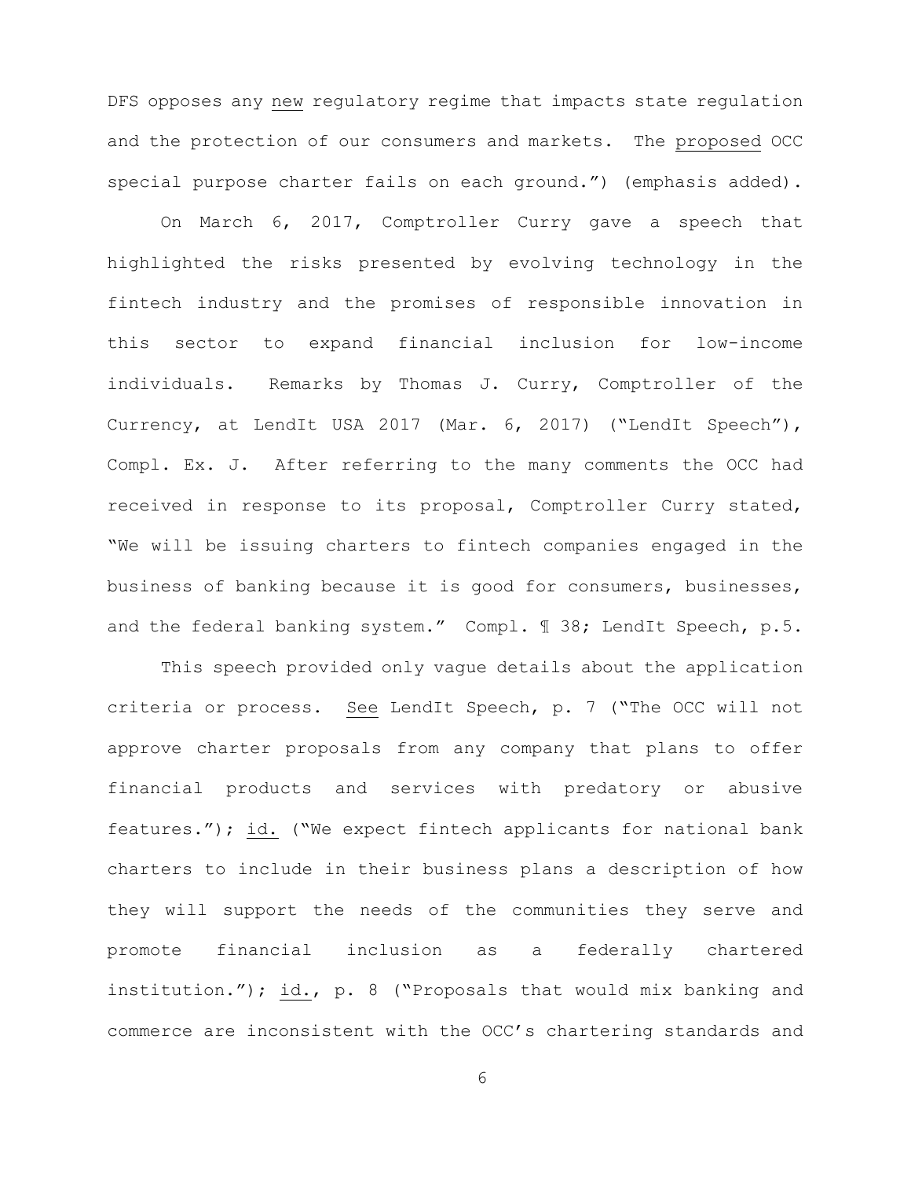DFS opposes any new regulatory regime that impacts state regulation and the protection of our consumers and markets. The proposed OCC special purpose charter fails on each ground.") (emphasis added).

On March 6, 2017, Comptroller Curry gave a speech that highlighted the risks presented by evolving technology in the fintech industry and the promises of responsible innovation in this sector to expand financial inclusion for low-income individuals. Remarks by Thomas J. Curry, Comptroller of the Currency, at LendIt USA 2017 (Mar. 6, 2017) ("LendIt Speech"), Compl. Ex. J. After referring to the many comments the OCC had received in response to its proposal, Comptroller Curry stated, "We will be issuing charters to fintech companies engaged in the business of banking because it is good for consumers, businesses, and the federal banking system." Compl. ¶ 38; LendIt Speech, p.5.

This speech provided only vague details about the application criteria or process. See LendIt Speech, p. 7 ("The OCC will not approve charter proposals from any company that plans to offer financial products and services with predatory or abusive features."); id. ("We expect fintech applicants for national bank charters to include in their business plans a description of how they will support the needs of the communities they serve and promote financial inclusion as a federally chartered institution."); id., p. 8 ("Proposals that would mix banking and commerce are inconsistent with the OCC's chartering standards and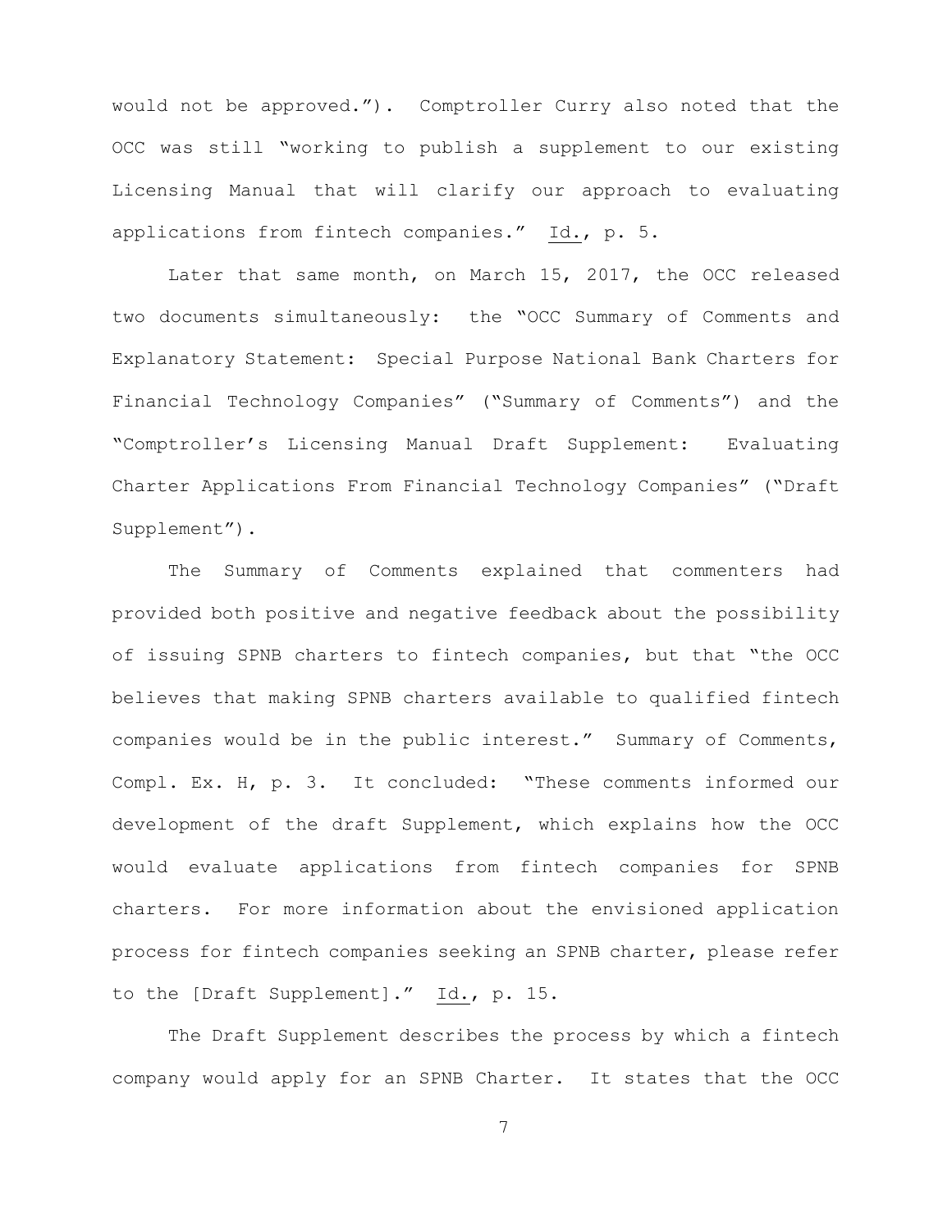would not be approved."). Comptroller Curry also noted that the OCC was still "working to publish a supplement to our existing Licensing Manual that will clarify our approach to evaluating applications from fintech companies." Id., p. 5.

Later that same month, on March 15, 2017, the OCC released two documents simultaneously: the "OCC Summary of Comments and Explanatory Statement: Special Purpose National Bank Charters for Financial Technology Companies" ("Summary of Comments") and the "Comptroller's Licensing Manual Draft Supplement: Evaluating Charter Applications From Financial Technology Companies" ("Draft Supplement").

The Summary of Comments explained that commenters had provided both positive and negative feedback about the possibility of issuing SPNB charters to fintech companies, but that "the OCC believes that making SPNB charters available to qualified fintech companies would be in the public interest." Summary of Comments, Compl. Ex. H, p. 3. It concluded: "These comments informed our development of the draft Supplement, which explains how the OCC would evaluate applications from fintech companies for SPNB charters. For more information about the envisioned application process for fintech companies seeking an SPNB charter, please refer to the [Draft Supplement]." Id., p. 15.

The Draft Supplement describes the process by which a fintech company would apply for an SPNB Charter. It states that the OCC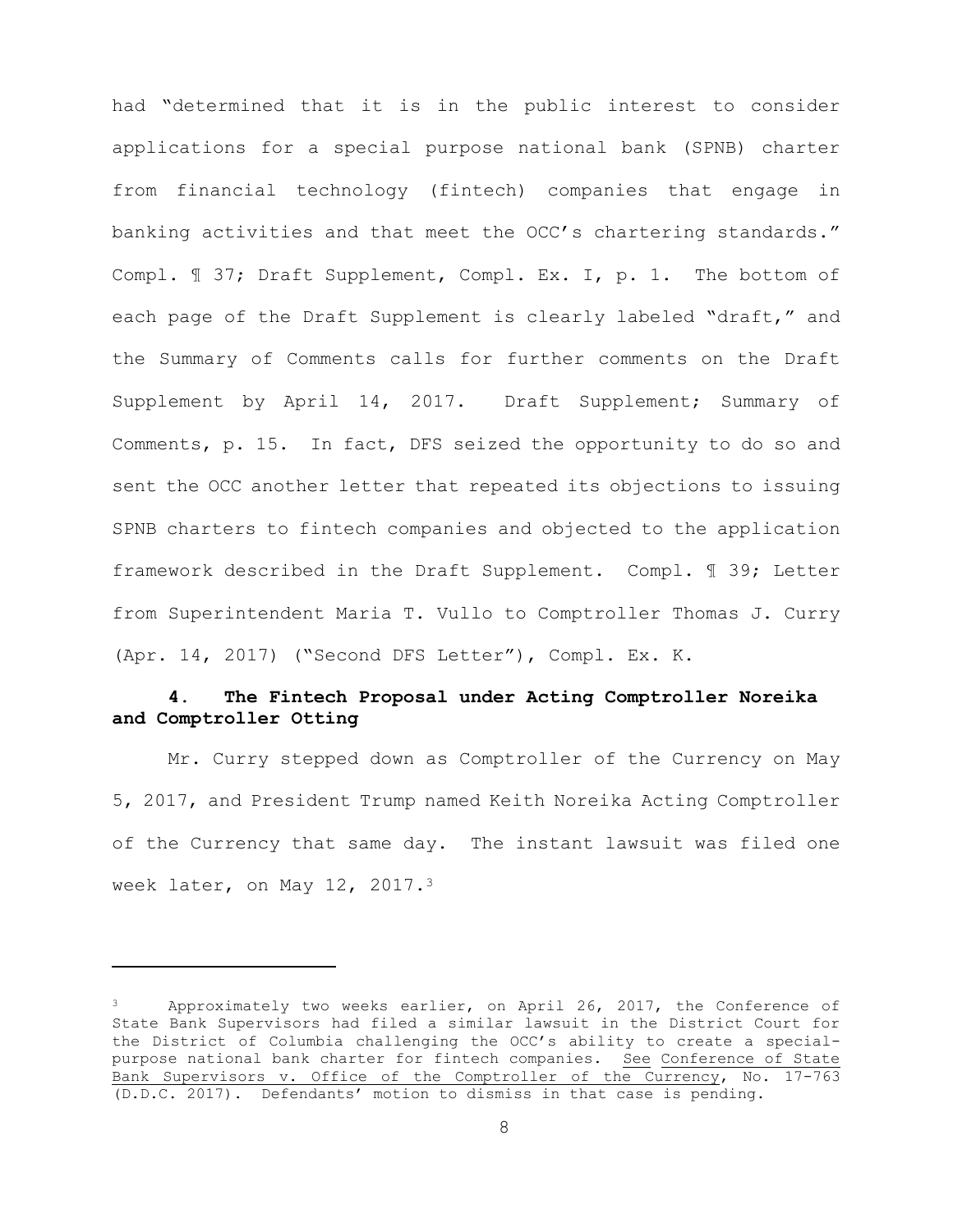had "determined that it is in the public interest to consider applications for a special purpose national bank (SPNB) charter from financial technology (fintech) companies that engage in banking activities and that meet the OCC's chartering standards." Compl. ¶ 37; Draft Supplement, Compl. Ex. I, p. 1. The bottom of each page of the Draft Supplement is clearly labeled "draft," and the Summary of Comments calls for further comments on the Draft Supplement by April 14, 2017. Draft Supplement; Summary of Comments, p. 15. In fact, DFS seized the opportunity to do so and sent the OCC another letter that repeated its objections to issuing SPNB charters to fintech companies and objected to the application framework described in the Draft Supplement. Compl. ¶ 39; Letter from Superintendent Maria T. Vullo to Comptroller Thomas J. Curry (Apr. 14, 2017) ("Second DFS Letter"), Compl. Ex. K.

### 4. The Fintech Proposal under Acting Comptroller Noreika and Comptroller Otting

Mr. Curry stepped down as Comptroller of the Currency on May 5, 2017, and President Trump named Keith Noreika Acting Comptroller of the Currency that same day. The instant lawsuit was filed one week later, on May 12, 2017.[3]

---

[3] Approximately two weeks earlier, on April 26, 2017, the Conference of State Bank Supervisors had filed a similar lawsuit in the District Court for the District of Columbia challenging the OCC's ability to create a special-purpose national bank charter for fintech companies. See Conference of State Bank Supervisors v. Office of the Comptroller of the Currency, No. 17-763 (D.D.C. 2017). Defendants' motion to dismiss in that case is pending.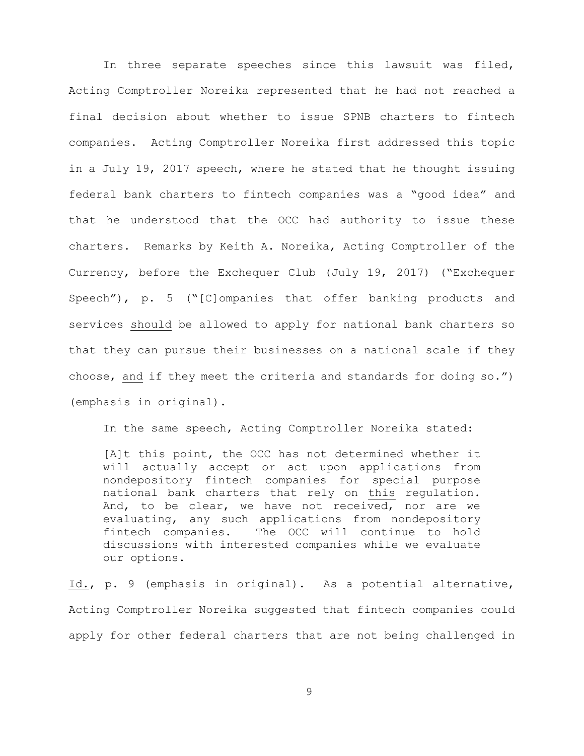In three separate speeches since this lawsuit was filed, Acting Comptroller Noreika represented that he had not reached a final decision about whether to issue SPNB charters to fintech companies. Acting Comptroller Noreika first addressed this topic in a July 19, 2017 speech, where he stated that he thought issuing federal bank charters to fintech companies was a "good idea" and that he understood that the OCC had authority to issue these charters. Remarks by Keith A. Noreika, Acting Comptroller of the Currency, before the Exchequer Club (July 19, 2017) ("Exchequer Speech"), p. 5 ("[C]ompanies that offer banking products and services <u>should</u> be allowed to apply for national bank charters so that they can pursue their businesses on a national scale if they choose, <u>and</u> if they meet the criteria and standards for doing so.") (emphasis in original).

In the same speech, Acting Comptroller Noreika stated:

> [A]t this point, the OCC has not determined whether it will actually accept or act upon applications from nondepository fintech companies for special purpose national bank charters that rely on <u>this</u> regulation. And, to be clear, we have not received, nor are we evaluating, any such applications from nondepository fintech companies. The OCC will continue to hold discussions with interested companies while we evaluate our options.

<u>Id.</u>, p. 9 (emphasis in original). As a potential alternative, Acting Comptroller Noreika suggested that fintech companies could apply for other federal charters that are not being challenged in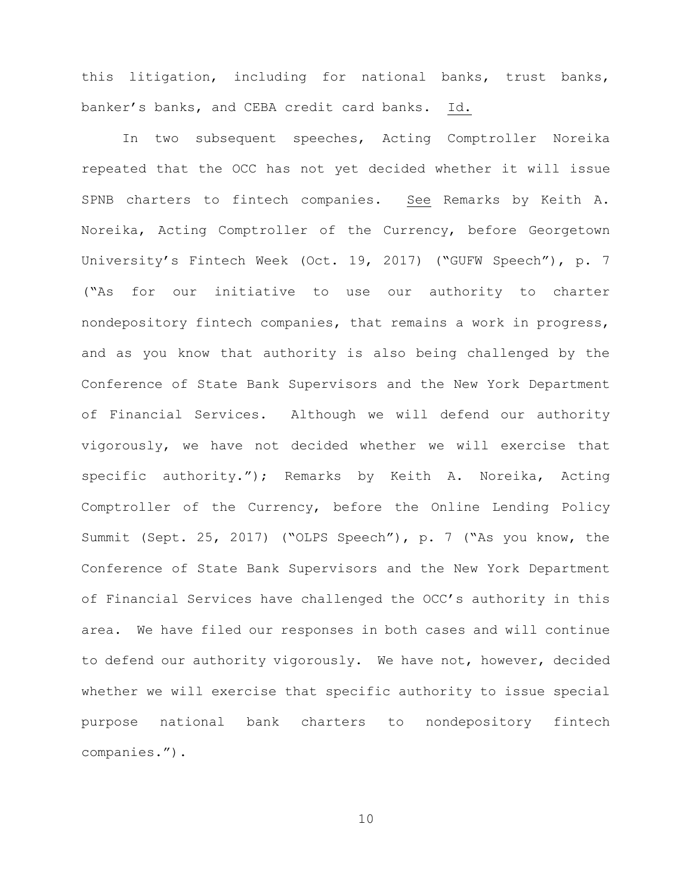this litigation, including for national banks, trust banks, banker's banks, and CEBA credit card banks. Id.

In two subsequent speeches, Acting Comptroller Noreika repeated that the OCC has not yet decided whether it will issue SPNB charters to fintech companies. See Remarks by Keith A. Noreika, Acting Comptroller of the Currency, before Georgetown University's Fintech Week (Oct. 19, 2017) ("GUFW Speech"), p. 7 ("As for our initiative to use our authority to charter nondepository fintech companies, that remains a work in progress, and as you know that authority is also being challenged by the Conference of State Bank Supervisors and the New York Department of Financial Services. Although we will defend our authority vigorously, we have not decided whether we will exercise that specific authority."); Remarks by Keith A. Noreika, Acting Comptroller of the Currency, before the Online Lending Policy Summit (Sept. 25, 2017) ("OLPS Speech"), p. 7 ("As you know, the Conference of State Bank Supervisors and the New York Department of Financial Services have challenged the OCC's authority in this area. We have filed our responses in both cases and will continue to defend our authority vigorously. We have not, however, decided whether we will exercise that specific authority to issue special purpose national bank charters to nondepository fintech companies.").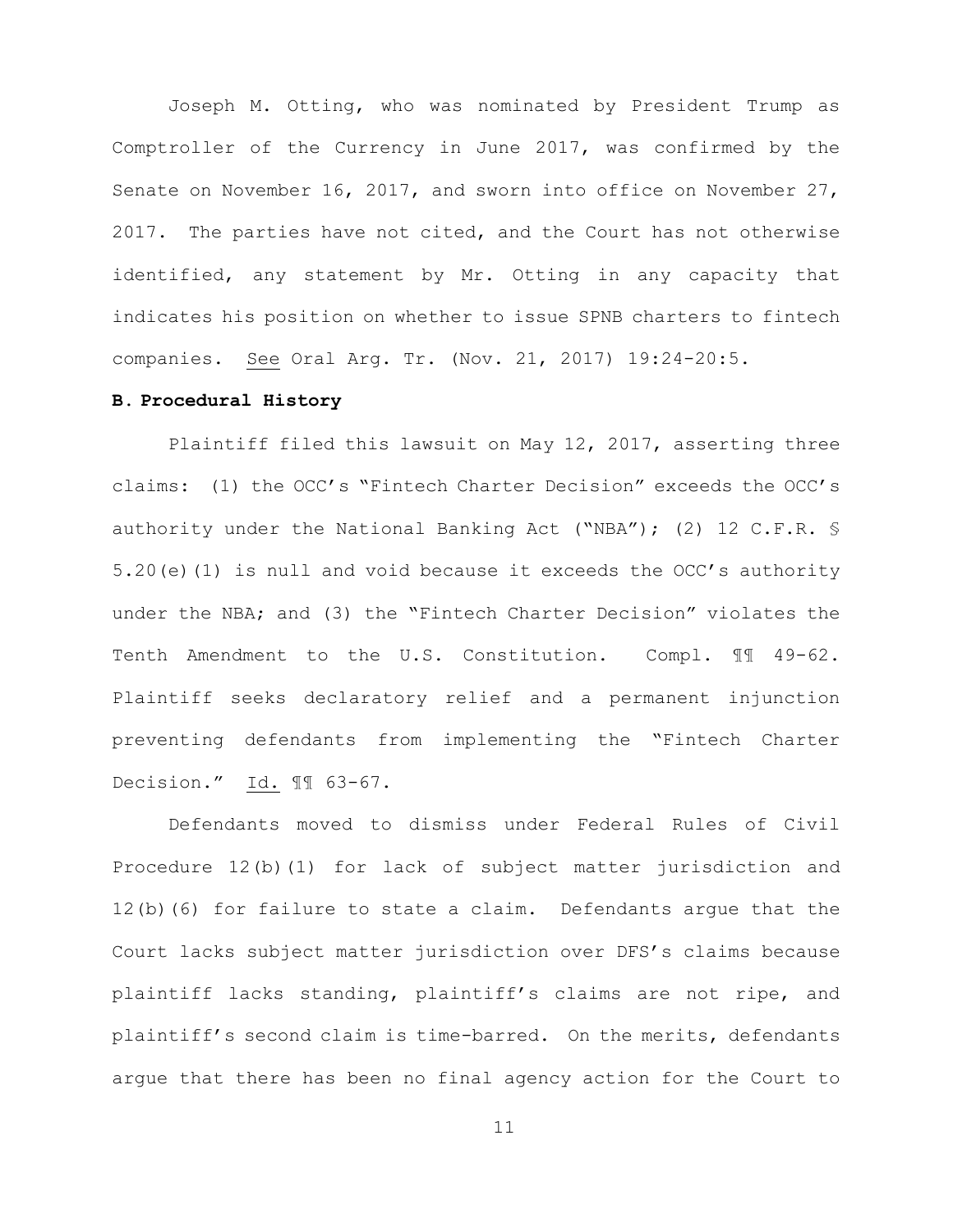Joseph M. Otting, who was nominated by President Trump as Comptroller of the Currency in June 2017, was confirmed by the Senate on November 16, 2017, and sworn into office on November 27, 2017. The parties have not cited, and the Court has not otherwise identified, any statement by Mr. Otting in any capacity that indicates his position on whether to issue SPNB charters to fintech companies. See Oral Arg. Tr. (Nov. 21, 2017) 19:24-20:5.

### B. Procedural History

Plaintiff filed this lawsuit on May 12, 2017, asserting three claims: (1) the OCC's "Fintech Charter Decision" exceeds the OCC's authority under the National Banking Act ("NBA"); (2) 12 C.F.R. § 5.20(e)(1) is null and void because it exceeds the OCC's authority under the NBA; and (3) the "Fintech Charter Decision" violates the Tenth Amendment to the U.S. Constitution. Compl. ¶¶ 49-62. Plaintiff seeks declaratory relief and a permanent injunction preventing defendants from implementing the "Fintech Charter Decision." Id. ¶¶ 63-67.

Defendants moved to dismiss under Federal Rules of Civil Procedure 12(b)(1) for lack of subject matter jurisdiction and 12(b)(6) for failure to state a claim. Defendants argue that the Court lacks subject matter jurisdiction over DFS's claims because plaintiff lacks standing, plaintiff's claims are not ripe, and plaintiff's second claim is time-barred. On the merits, defendants argue that there has been no final agency action for the Court to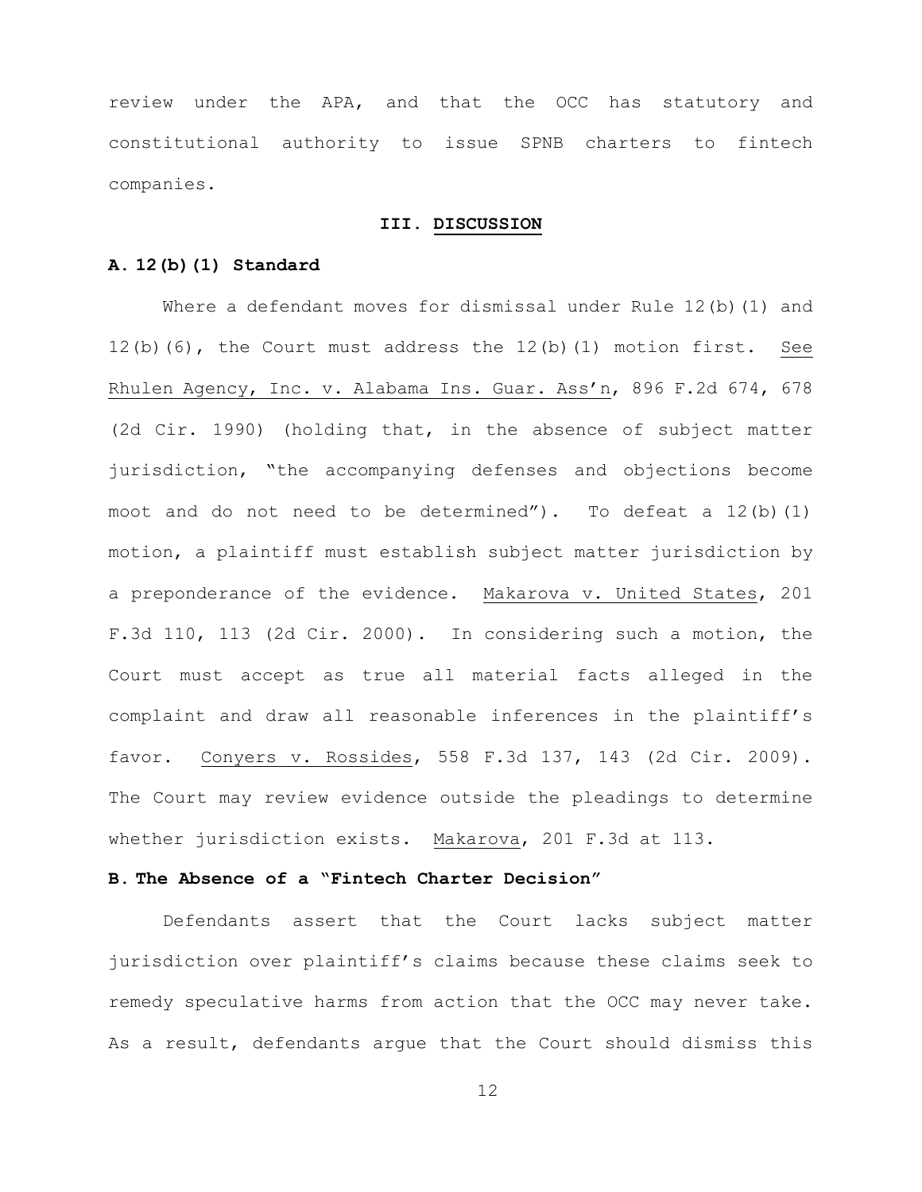review under the APA, and that the OCC has statutory and constitutional authority to issue SPNB charters to fintech companies.

## III. DISCUSSION

### A. 12(b)(1) Standard

Where a defendant moves for dismissal under Rule 12(b)(1) and 12(b)(6), the Court must address the 12(b)(1) motion first. See Rhulen Agency, Inc. v. Alabama Ins. Guar. Ass'n, 896 F.2d 674, 678 (2d Cir. 1990) (holding that, in the absence of subject matter jurisdiction, "the accompanying defenses and objections become moot and do not need to be determined"). To defeat a 12(b)(1) motion, a plaintiff must establish subject matter jurisdiction by a preponderance of the evidence. Makarova v. United States, 201 F.3d 110, 113 (2d Cir. 2000). In considering such a motion, the Court must accept as true all material facts alleged in the complaint and draw all reasonable inferences in the plaintiff's favor. Conyers v. Rossides, 558 F.3d 137, 143 (2d Cir. 2009). The Court may review evidence outside the pleadings to determine whether jurisdiction exists. Makarova, 201 F.3d at 113.

### B. The Absence of a "Fintech Charter Decision"

Defendants assert that the Court lacks subject matter jurisdiction over plaintiff's claims because these claims seek to remedy speculative harms from action that the OCC may never take. As a result, defendants argue that the Court should dismiss this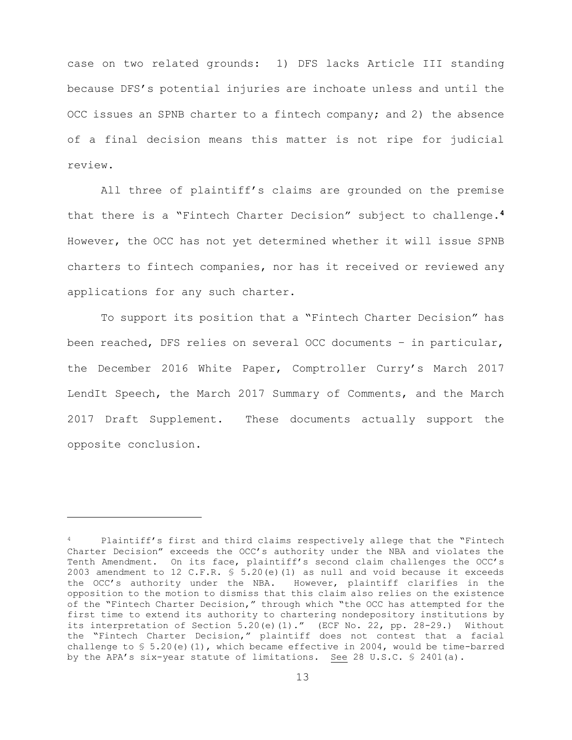case on two related grounds: 1) DFS lacks Article III standing because DFS's potential injuries are inchoate unless and until the OCC issues an SPNB charter to a fintech company; and 2) the absence of a final decision means this matter is not ripe for judicial review.

All three of plaintiff's claims are grounded on the premise that there is a "Fintech Charter Decision" subject to challenge.[4] However, the OCC has not yet determined whether it will issue SPNB charters to fintech companies, nor has it received or reviewed any applications for any such charter.

To support its position that a "Fintech Charter Decision" has been reached, DFS relies on several OCC documents – in particular, the December 2016 White Paper, Comptroller Curry's March 2017 LendIt Speech, the March 2017 Summary of Comments, and the March 2017 Draft Supplement. These documents actually support the opposite conclusion.

---

[4] Plaintiff's first and third claims respectively allege that the "Fintech Charter Decision" exceeds the OCC's authority under the NBA and violates the Tenth Amendment. On its face, plaintiff's second claim challenges the OCC's 2003 amendment to 12 C.F.R. § 5.20(e)(1) as null and void because it exceeds the OCC's authority under the NBA. However, plaintiff clarifies in the opposition to the motion to dismiss that this claim also relies on the existence of the "Fintech Charter Decision," through which "the OCC has attempted for the first time to extend its authority to chartering nondepository institutions by its interpretation of Section 5.20(e)(1)." (ECF No. 22, pp. 28-29.) Without the "Fintech Charter Decision," plaintiff does not contest that a facial challenge to § 5.20(e)(1), which became effective in 2004, would be time-barred by the APA's six-year statute of limitations. See 28 U.S.C. § 2401(a).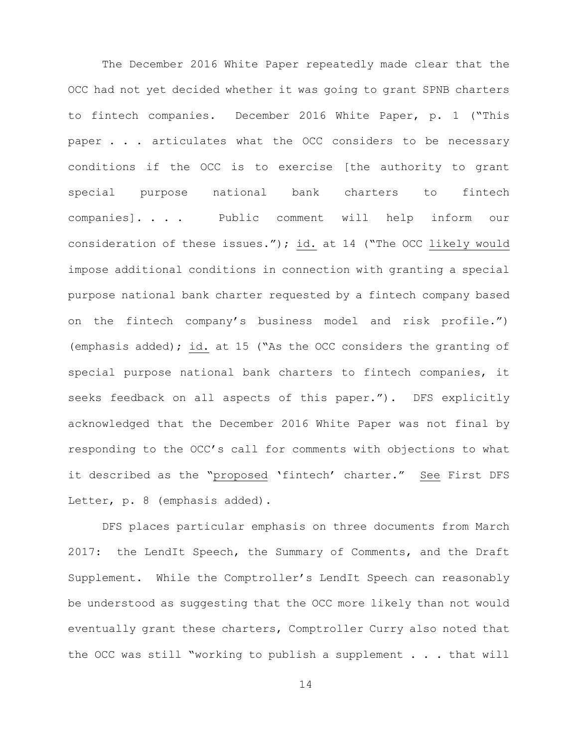The December 2016 White Paper repeatedly made clear that the OCC had not yet decided whether it was going to grant SPNB charters to fintech companies. December 2016 White Paper, p. 1 ("This paper . . . articulates what the OCC considers to be necessary conditions if the OCC is to exercise [the authority to grant special purpose national bank charters to fintech companies]. . . . Public comment will help inform our consideration of these issues."); id. at 14 ("The OCC likely would impose additional conditions in connection with granting a special purpose national bank charter requested by a fintech company based on the fintech company's business model and risk profile.") (emphasis added); id. at 15 ("As the OCC considers the granting of special purpose national bank charters to fintech companies, it seeks feedback on all aspects of this paper."). DFS explicitly acknowledged that the December 2016 White Paper was not final by responding to the OCC's call for comments with objections to what it described as the "proposed 'fintech' charter." See First DFS Letter, p. 8 (emphasis added).

DFS places particular emphasis on three documents from March 2017: the LendIt Speech, the Summary of Comments, and the Draft Supplement. While the Comptroller's LendIt Speech can reasonably be understood as suggesting that the OCC more likely than not would eventually grant these charters, Comptroller Curry also noted that the OCC was still "working to publish a supplement . . . that will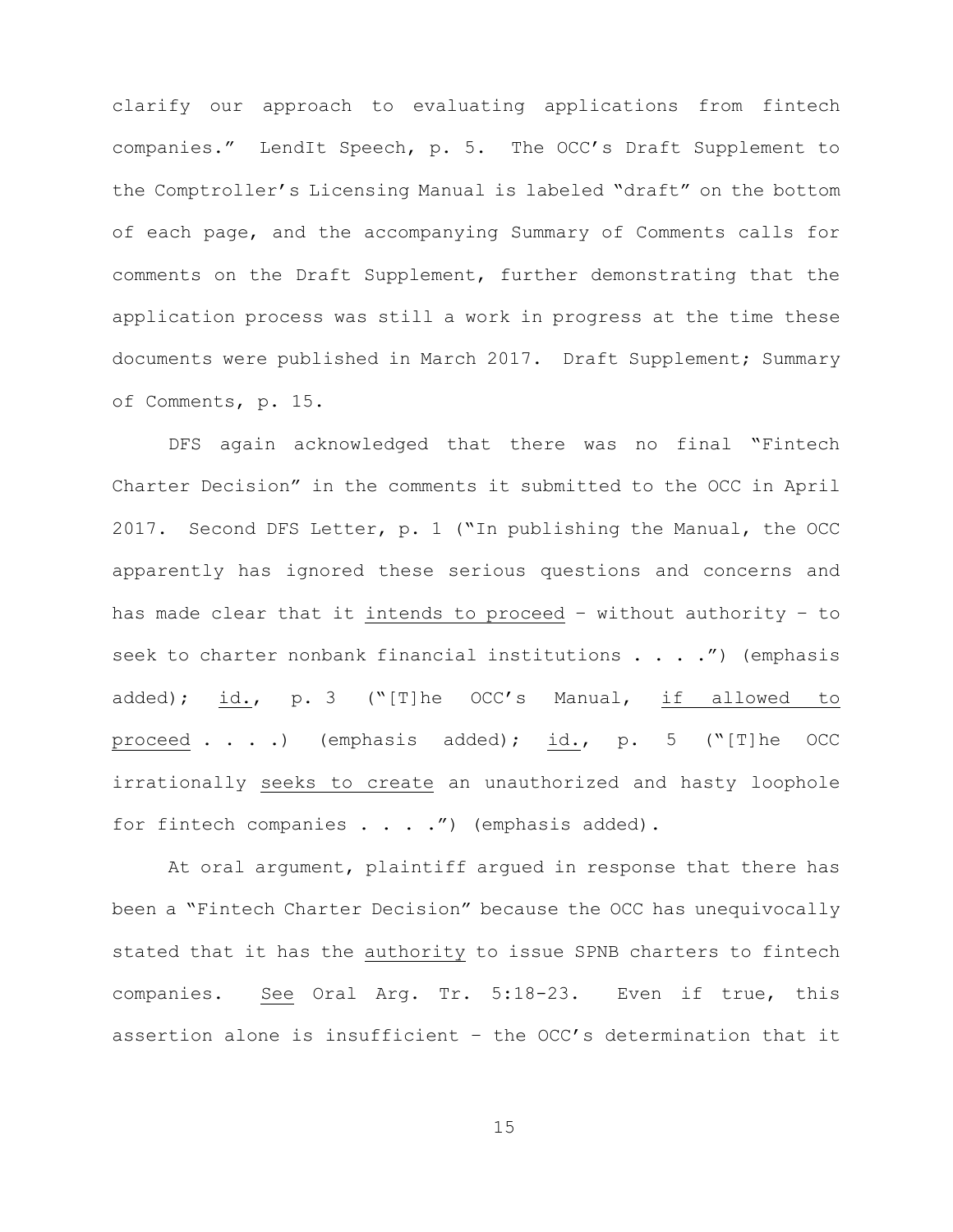clarify our approach to evaluating applications from fintech companies." LendIt Speech, p. 5. The OCC's Draft Supplement to the Comptroller's Licensing Manual is labeled "draft" on the bottom of each page, and the accompanying Summary of Comments calls for comments on the Draft Supplement, further demonstrating that the application process was still a work in progress at the time these documents were published in March 2017. Draft Supplement; Summary of Comments, p. 15.

DFS again acknowledged that there was no final "Fintech Charter Decision" in the comments it submitted to the OCC in April 2017. Second DFS Letter, p. 1 ("In publishing the Manual, the OCC apparently has ignored these serious questions and concerns and has made clear that it <u>intends to proceed</u> – without authority – to seek to charter nonbank financial institutions . . . .") (emphasis added); <u>id.</u>, p. 3 ("[T]he OCC's Manual, <u>if allowed to proceed</u> . . . .) (emphasis added); <u>id.</u>, p. 5 ("[T]he OCC irrationally <u>seeks to create</u> an unauthorized and hasty loophole for fintech companies . . . .") (emphasis added).

At oral argument, plaintiff argued in response that there has been a "Fintech Charter Decision" because the OCC has unequivocally stated that it has the <u>authority</u> to issue SPNB charters to fintech companies. <u>See</u> Oral Arg. Tr. 5:18-23. Even if true, this assertion alone is insufficient – the OCC's determination that it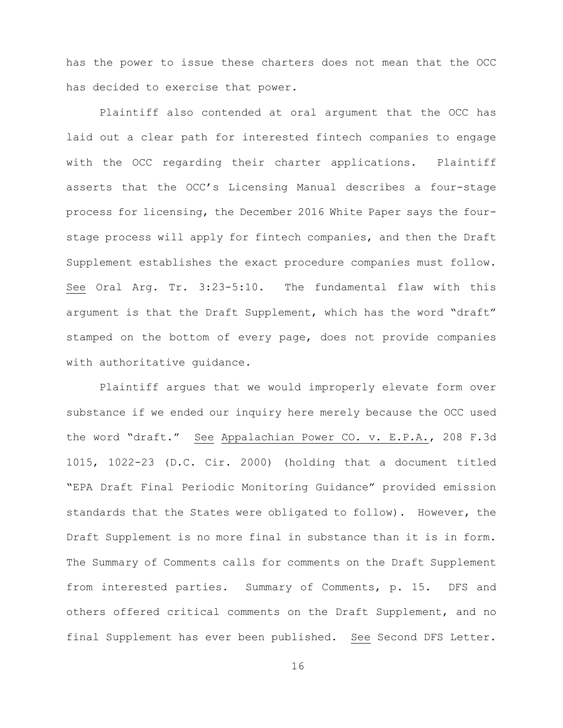has the power to issue these charters does not mean that the OCC has decided to exercise that power.

Plaintiff also contended at oral argument that the OCC has laid out a clear path for interested fintech companies to engage with the OCC regarding their charter applications. Plaintiff asserts that the OCC's Licensing Manual describes a four-stage process for licensing, the December 2016 White Paper says the four-stage process will apply for fintech companies, and then the Draft Supplement establishes the exact procedure companies must follow. See Oral Arg. Tr. 3:23-5:10. The fundamental flaw with this argument is that the Draft Supplement, which has the word "draft" stamped on the bottom of every page, does not provide companies with authoritative guidance.

Plaintiff argues that we would improperly elevate form over substance if we ended our inquiry here merely because the OCC used the word "draft." See Appalachian Power CO. v. E.P.A., 208 F.3d 1015, 1022-23 (D.C. Cir. 2000) (holding that a document titled "EPA Draft Final Periodic Monitoring Guidance" provided emission standards that the States were obligated to follow). However, the Draft Supplement is no more final in substance than it is in form. The Summary of Comments calls for comments on the Draft Supplement from interested parties. Summary of Comments, p. 15. DFS and others offered critical comments on the Draft Supplement, and no final Supplement has ever been published. See Second DFS Letter.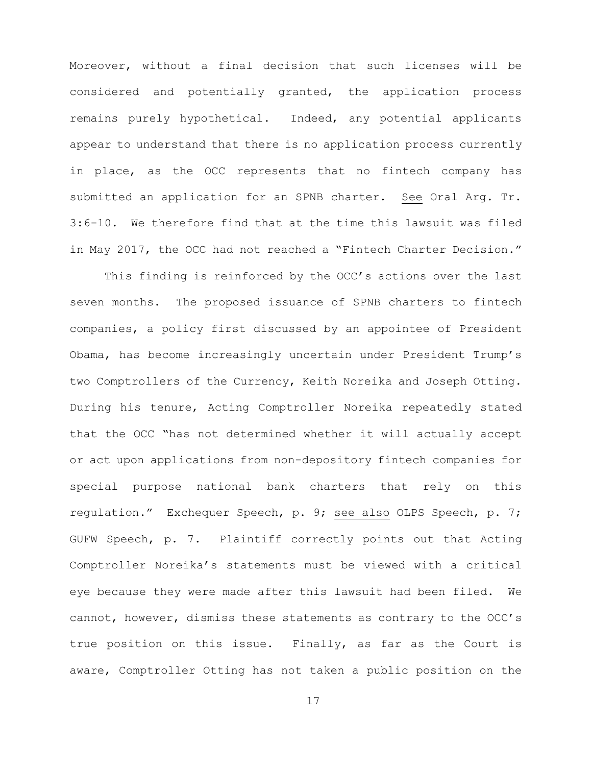Moreover, without a final decision that such licenses will be considered and potentially granted, the application process remains purely hypothetical. Indeed, any potential applicants appear to understand that there is no application process currently in place, as the OCC represents that no fintech company has submitted an application for an SPNB charter. See Oral Arg. Tr. 3:6-10. We therefore find that at the time this lawsuit was filed in May 2017, the OCC had not reached a "Fintech Charter Decision."

This finding is reinforced by the OCC's actions over the last seven months. The proposed issuance of SPNB charters to fintech companies, a policy first discussed by an appointee of President Obama, has become increasingly uncertain under President Trump's two Comptrollers of the Currency, Keith Noreika and Joseph Otting. During his tenure, Acting Comptroller Noreika repeatedly stated that the OCC "has not determined whether it will actually accept or act upon applications from non-depository fintech companies for special purpose national bank charters that rely on this regulation." Exchequer Speech, p. 9; see also OLPS Speech, p. 7; GUFW Speech, p. 7. Plaintiff correctly points out that Acting Comptroller Noreika's statements must be viewed with a critical eye because they were made after this lawsuit had been filed. We cannot, however, dismiss these statements as contrary to the OCC's true position on this issue. Finally, as far as the Court is aware, Comptroller Otting has not taken a public position on the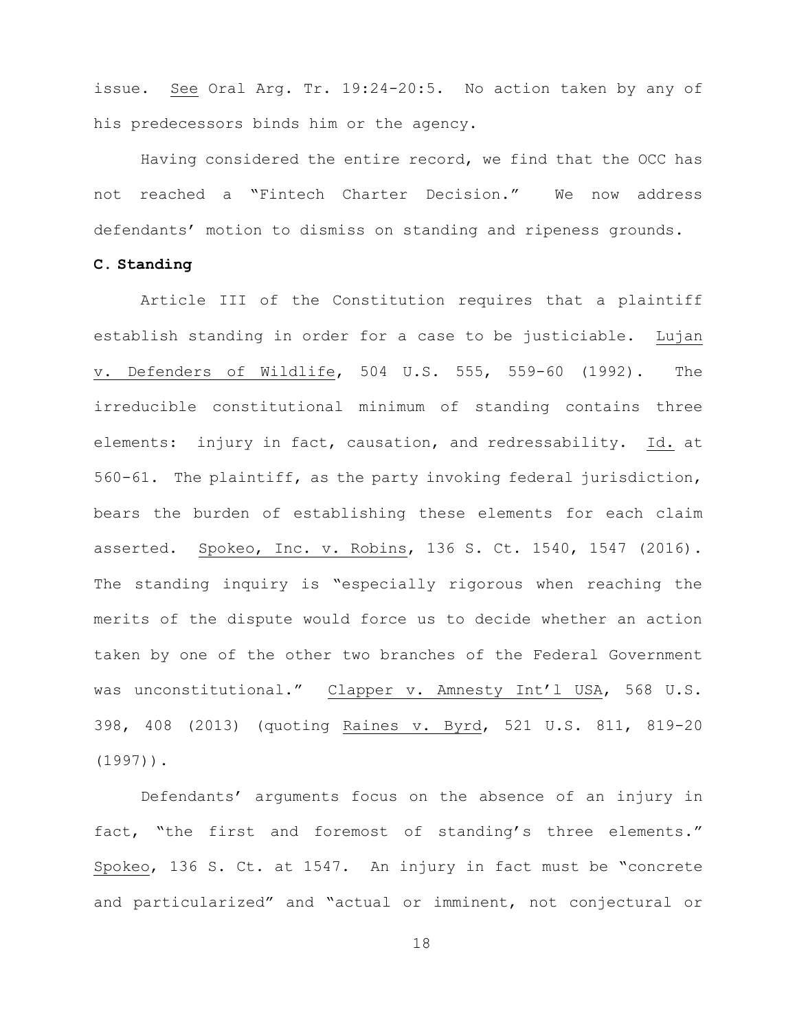issue. See Oral Arg. Tr. 19:24-20:5. No action taken by any of his predecessors binds him or the agency.

Having considered the entire record, we find that the OCC has not reached a "Fintech Charter Decision." We now address defendants' motion to dismiss on standing and ripeness grounds.

**C. Standing**

Article III of the Constitution requires that a plaintiff establish standing in order for a case to be justiciable. Lujan v. Defenders of Wildlife, 504 U.S. 555, 559-60 (1992). The irreducible constitutional minimum of standing contains three elements: injury in fact, causation, and redressability. Id. at 560-61. The plaintiff, as the party invoking federal jurisdiction, bears the burden of establishing these elements for each claim asserted. Spokeo, Inc. v. Robins, 136 S. Ct. 1540, 1547 (2016). The standing inquiry is "especially rigorous when reaching the merits of the dispute would force us to decide whether an action taken by one of the other two branches of the Federal Government was unconstitutional." Clapper v. Amnesty Int'l USA, 568 U.S. 398, 408 (2013) (quoting Raines v. Byrd, 521 U.S. 811, 819-20 (1997)).

Defendants' arguments focus on the absence of an injury in fact, "the first and foremost of standing's three elements." Spokeo, 136 S. Ct. at 1547. An injury in fact must be "concrete and particularized" and "actual or imminent, not conjectural or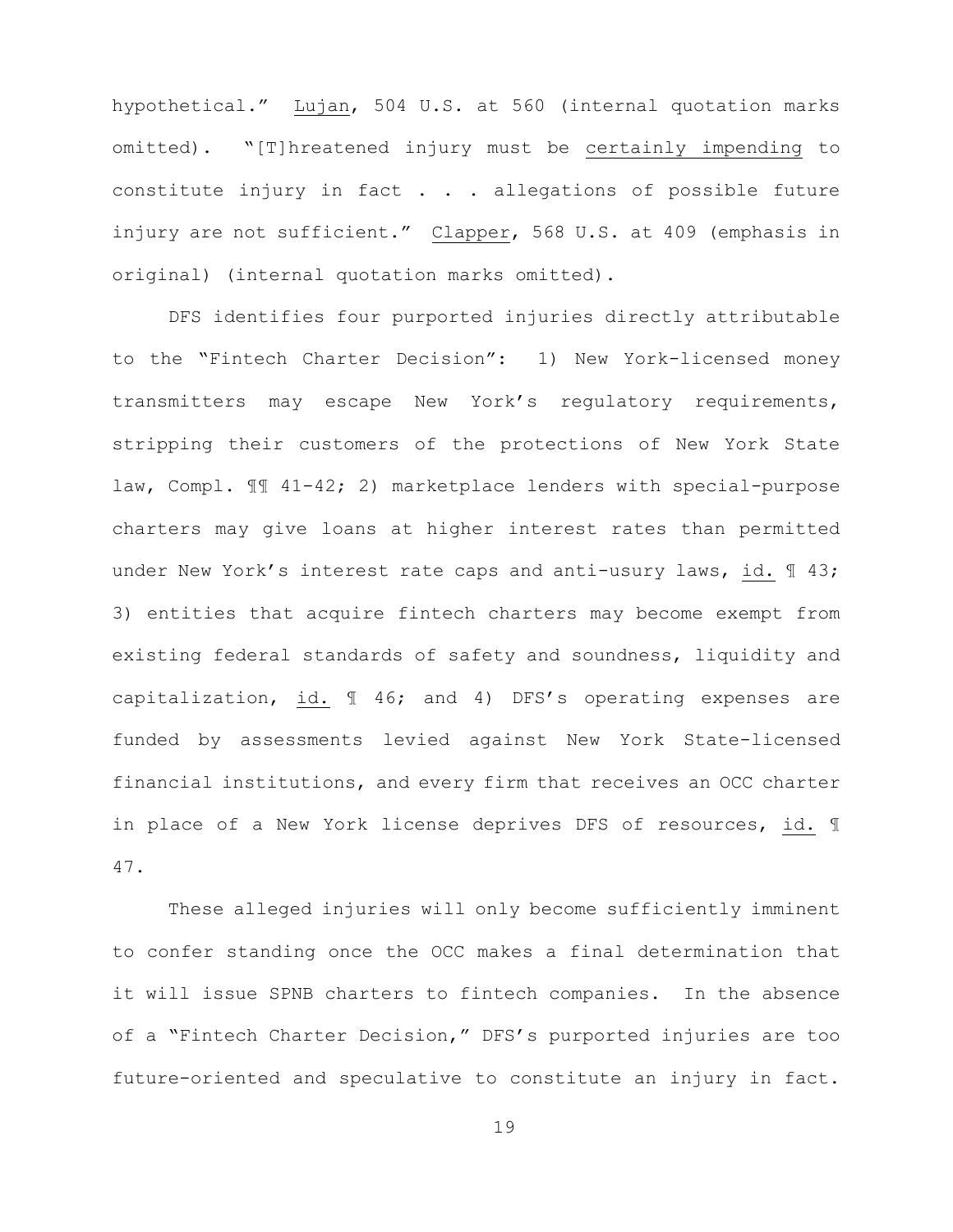hypothetical." Lujan, 504 U.S. at 560 (internal quotation marks omitted). "[T]hreatened injury must be certainly impending to constitute injury in fact . . . allegations of possible future injury are not sufficient." Clapper, 568 U.S. at 409 (emphasis in original) (internal quotation marks omitted).

DFS identifies four purported injuries directly attributable to the "Fintech Charter Decision": 1) New York-licensed money transmitters may escape New York's regulatory requirements, stripping their customers of the protections of New York State law, Compl. ¶¶ 41-42; 2) marketplace lenders with special-purpose charters may give loans at higher interest rates than permitted under New York's interest rate caps and anti-usury laws, id. ¶ 43; 3) entities that acquire fintech charters may become exempt from existing federal standards of safety and soundness, liquidity and capitalization, id. ¶ 46; and 4) DFS's operating expenses are funded by assessments levied against New York State-licensed financial institutions, and every firm that receives an OCC charter in place of a New York license deprives DFS of resources, id. ¶ 47.

These alleged injuries will only become sufficiently imminent to confer standing once the OCC makes a final determination that it will issue SPNB charters to fintech companies. In the absence of a "Fintech Charter Decision," DFS's purported injuries are too future-oriented and speculative to constitute an injury in fact.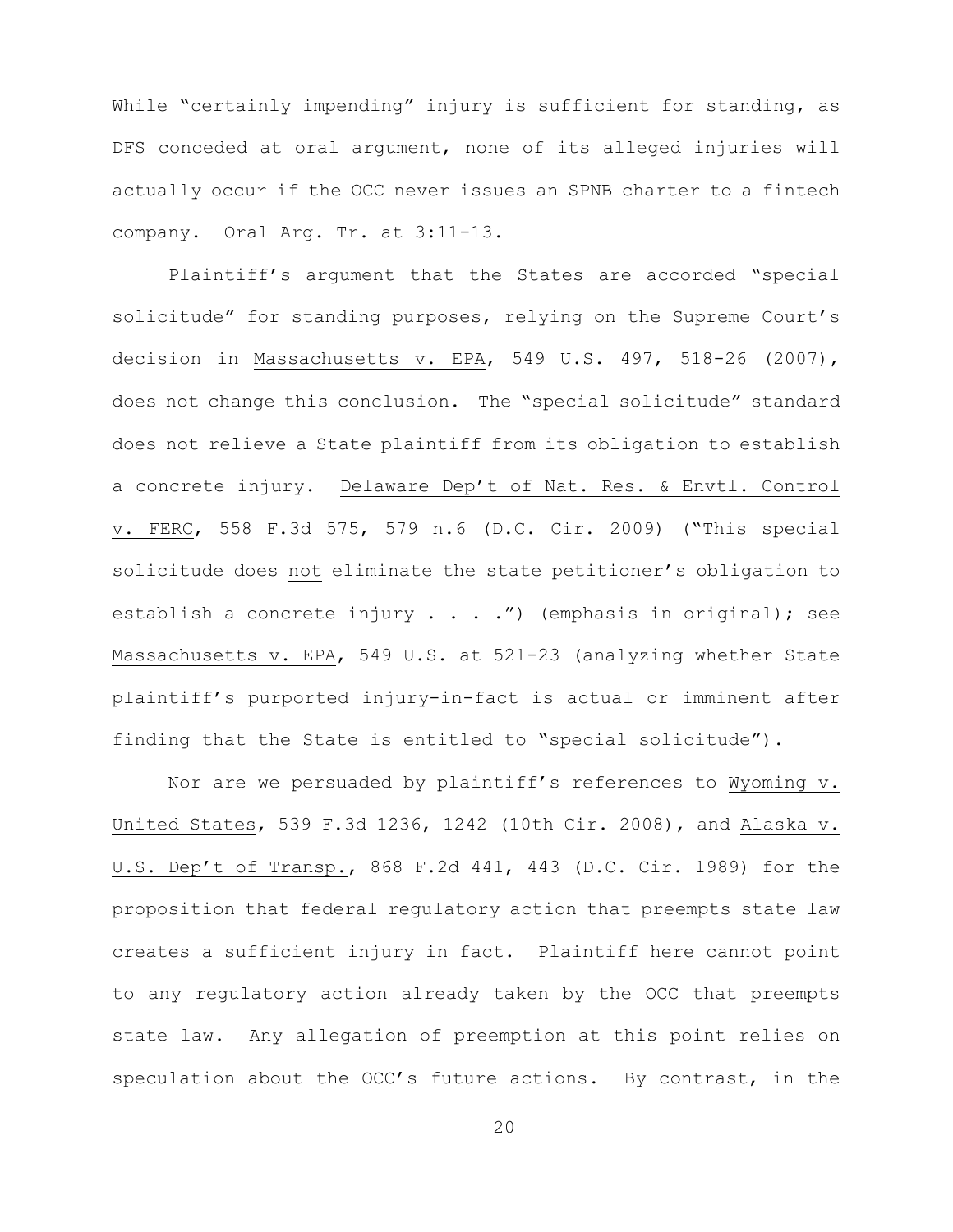While "certainly impending" injury is sufficient for standing, as DFS conceded at oral argument, none of its alleged injuries will actually occur if the OCC never issues an SPNB charter to a fintech company. Oral Arg. Tr. at 3:11-13.

Plaintiff's argument that the States are accorded "special solicitude" for standing purposes, relying on the Supreme Court's decision in Massachusetts v. EPA, 549 U.S. 497, 518-26 (2007), does not change this conclusion. The "special solicitude" standard does not relieve a State plaintiff from its obligation to establish a concrete injury. Delaware Dep't of Nat. Res. & Envtl. Control v. FERC, 558 F.3d 575, 579 n.6 (D.C. Cir. 2009) ("This special solicitude does not eliminate the state petitioner's obligation to establish a concrete injury . . . .") (emphasis in original); see Massachusetts v. EPA, 549 U.S. at 521-23 (analyzing whether State plaintiff's purported injury-in-fact is actual or imminent after finding that the State is entitled to "special solicitude").

Nor are we persuaded by plaintiff's references to Wyoming v. United States, 539 F.3d 1236, 1242 (10th Cir. 2008), and Alaska v. U.S. Dep't of Transp., 868 F.2d 441, 443 (D.C. Cir. 1989) for the proposition that federal regulatory action that preempts state law creates a sufficient injury in fact. Plaintiff here cannot point to any regulatory action already taken by the OCC that preempts state law. Any allegation of preemption at this point relies on speculation about the OCC's future actions. By contrast, in the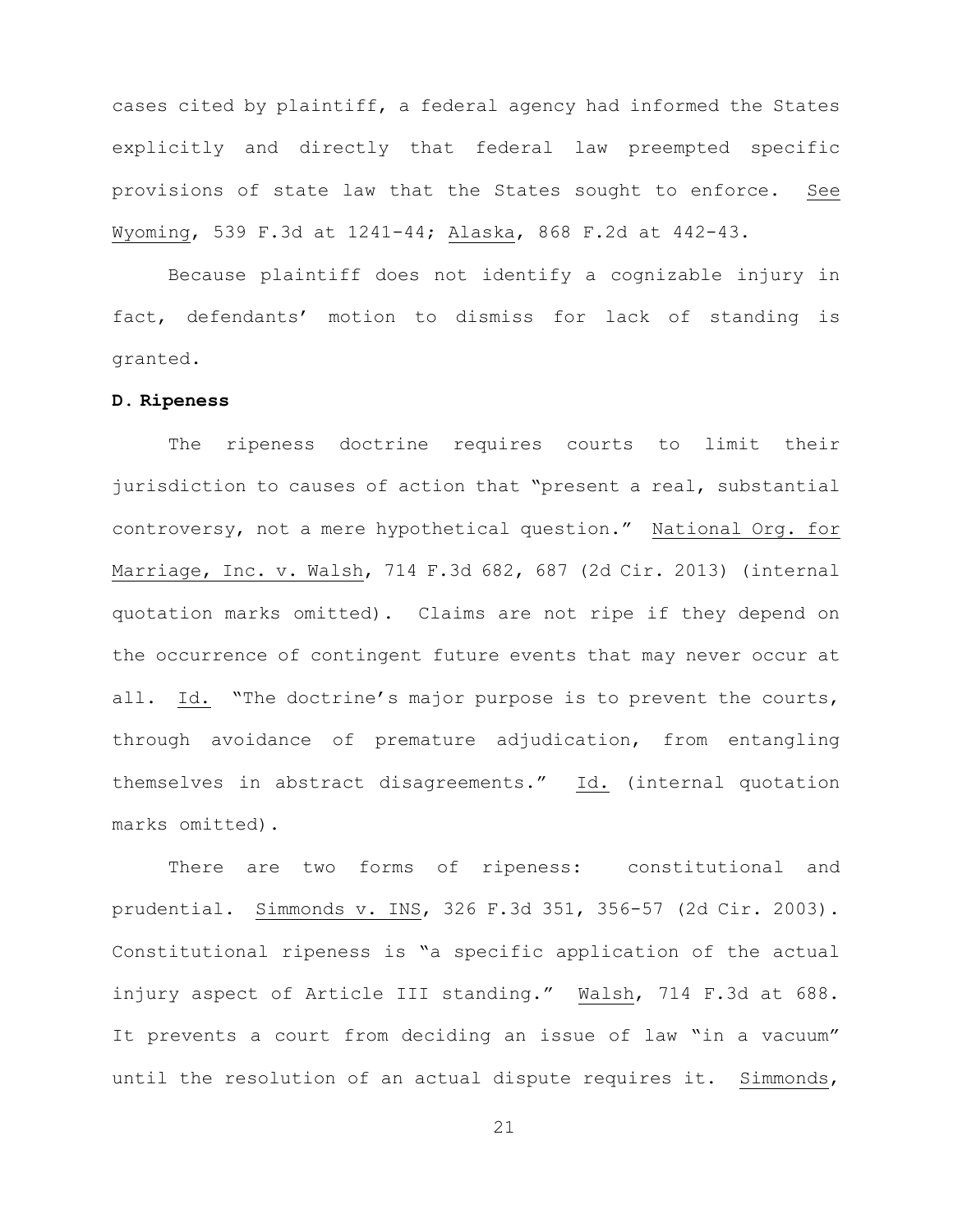cases cited by plaintiff, a federal agency had informed the States explicitly and directly that federal law preempted specific provisions of state law that the States sought to enforce. See Wyoming, 539 F.3d at 1241-44; Alaska, 868 F.2d at 442-43.

Because plaintiff does not identify a cognizable injury in fact, defendants' motion to dismiss for lack of standing is granted.

**D. Ripeness**

The ripeness doctrine requires courts to limit their jurisdiction to causes of action that "present a real, substantial controversy, not a mere hypothetical question." National Org. for Marriage, Inc. v. Walsh, 714 F.3d 682, 687 (2d Cir. 2013) (internal quotation marks omitted). Claims are not ripe if they depend on the occurrence of contingent future events that may never occur at all. Id. "The doctrine's major purpose is to prevent the courts, through avoidance of premature adjudication, from entangling themselves in abstract disagreements." Id. (internal quotation marks omitted).

There are two forms of ripeness: constitutional and prudential. Simmonds v. INS, 326 F.3d 351, 356-57 (2d Cir. 2003). Constitutional ripeness is "a specific application of the actual injury aspect of Article III standing." Walsh, 714 F.3d at 688. It prevents a court from deciding an issue of law "in a vacuum" until the resolution of an actual dispute requires it. Simmonds,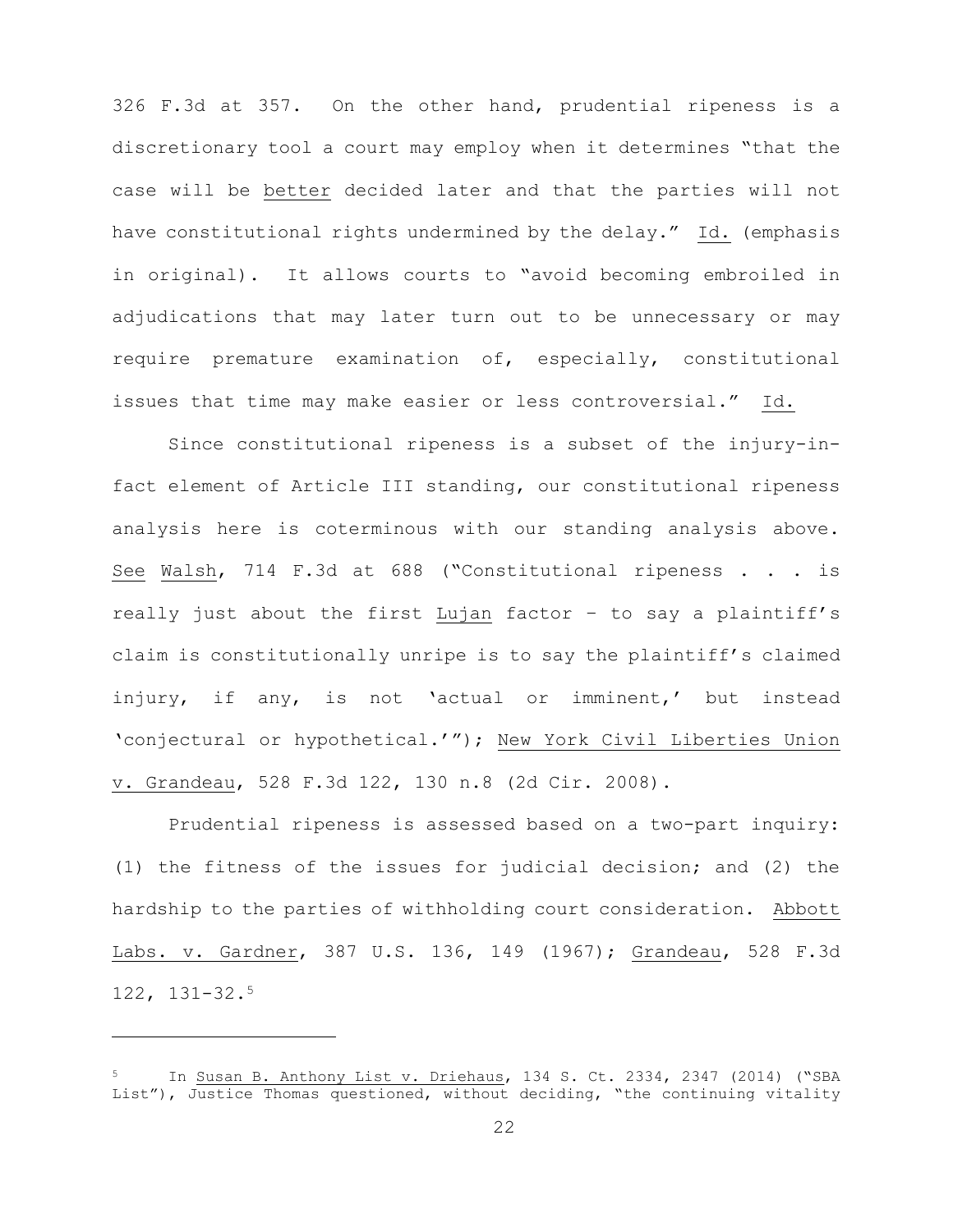326 F.3d at 357. On the other hand, prudential ripeness is a discretionary tool a court may employ when it determines "that the case will be <u>better</u> decided later and that the parties will not have constitutional rights undermined by the delay." <u>Id.</u> (emphasis in original). It allows courts to "avoid becoming embroiled in adjudications that may later turn out to be unnecessary or may require premature examination of, especially, constitutional issues that time may make easier or less controversial." <u>Id.</u>

Since constitutional ripeness is a subset of the injury-in-fact element of Article III standing, our constitutional ripeness analysis here is coterminous with our standing analysis above. <u>See</u> <u>Walsh</u>, 714 F.3d at 688 ("Constitutional ripeness . . . is really just about the first <u>Lujan</u> factor – to say a plaintiff's claim is constitutionally unripe is to say the plaintiff's claimed injury, if any, is not 'actual or imminent,' but instead 'conjectural or hypothetical.'"); <u>New York Civil Liberties Union v. Grandeau</u>, 528 F.3d 122, 130 n.8 (2d Cir. 2008).

Prudential ripeness is assessed based on a two-part inquiry: (1) the fitness of the issues for judicial decision; and (2) the hardship to the parties of withholding court consideration. <u>Abbott Labs. v. Gardner</u>, 387 U.S. 136, 149 (1967); <u>Grandeau</u>, 528 F.3d 122, 131-32.[5]

---

[5] In <u>Susan B. Anthony List v. Driehaus</u>, 134 S. Ct. 2334, 2347 (2014) ("SBA List"), Justice Thomas questioned, without deciding, "the continuing vitality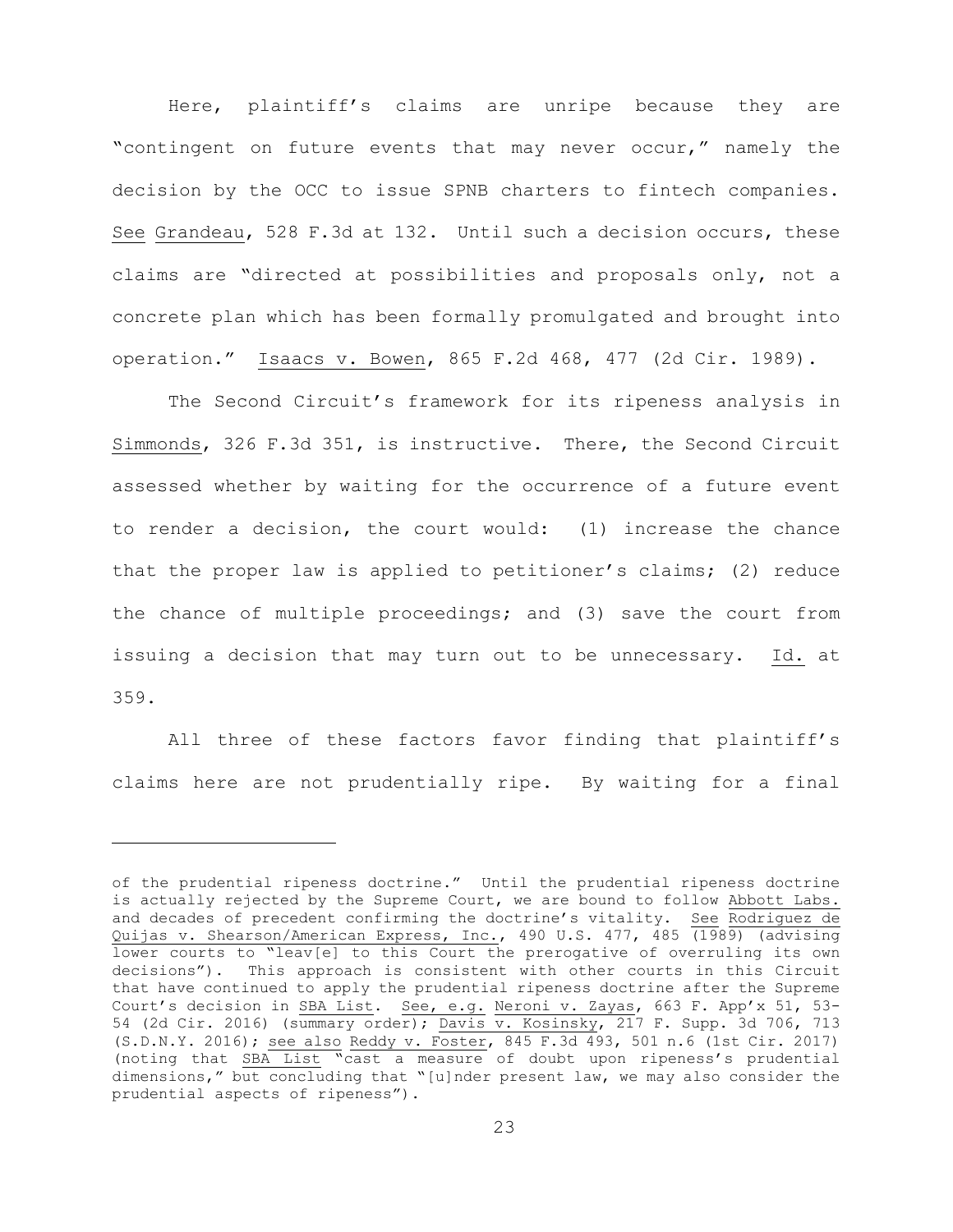Here, plaintiff's claims are unripe because they are "contingent on future events that may never occur," namely the decision by the OCC to issue SPNB charters to fintech companies. See Grandeau, 528 F.3d at 132. Until such a decision occurs, these claims are "directed at possibilities and proposals only, not a concrete plan which has been formally promulgated and brought into operation." Isaacs v. Bowen, 865 F.2d 468, 477 (2d Cir. 1989).

The Second Circuit's framework for its ripeness analysis in Simmonds, 326 F.3d 351, is instructive. There, the Second Circuit assessed whether by waiting for the occurrence of a future event to render a decision, the court would: (1) increase the chance that the proper law is applied to petitioner's claims; (2) reduce the chance of multiple proceedings; and (3) save the court from issuing a decision that may turn out to be unnecessary. Id. at 359.

All three of these factors favor finding that plaintiff's claims here are not prudentially ripe. By waiting for a final

---

of the prudential ripeness doctrine." Until the prudential ripeness doctrine is actually rejected by the Supreme Court, we are bound to follow Abbott Labs. and decades of precedent confirming the doctrine's vitality. See Rodriguez de Quijas v. Shearson/American Express, Inc., 490 U.S. 477, 485 (1989) (advising lower courts to "leav[e] to this Court the prerogative of overruling its own decisions"). This approach is consistent with other courts in this Circuit that have continued to apply the prudential ripeness doctrine after the Supreme Court's decision in SBA List. See, e.g. Neroni v. Zayas, 663 F. App'x 51, 53-54 (2d Cir. 2016) (summary order); Davis v. Kosinsky, 217 F. Supp. 3d 706, 713 (S.D.N.Y. 2016); see also Reddy v. Foster, 845 F.3d 493, 501 n.6 (1st Cir. 2017) (noting that SBA List "cast a measure of doubt upon ripeness's prudential dimensions," but concluding that "[u]nder present law, we may also consider the prudential aspects of ripeness").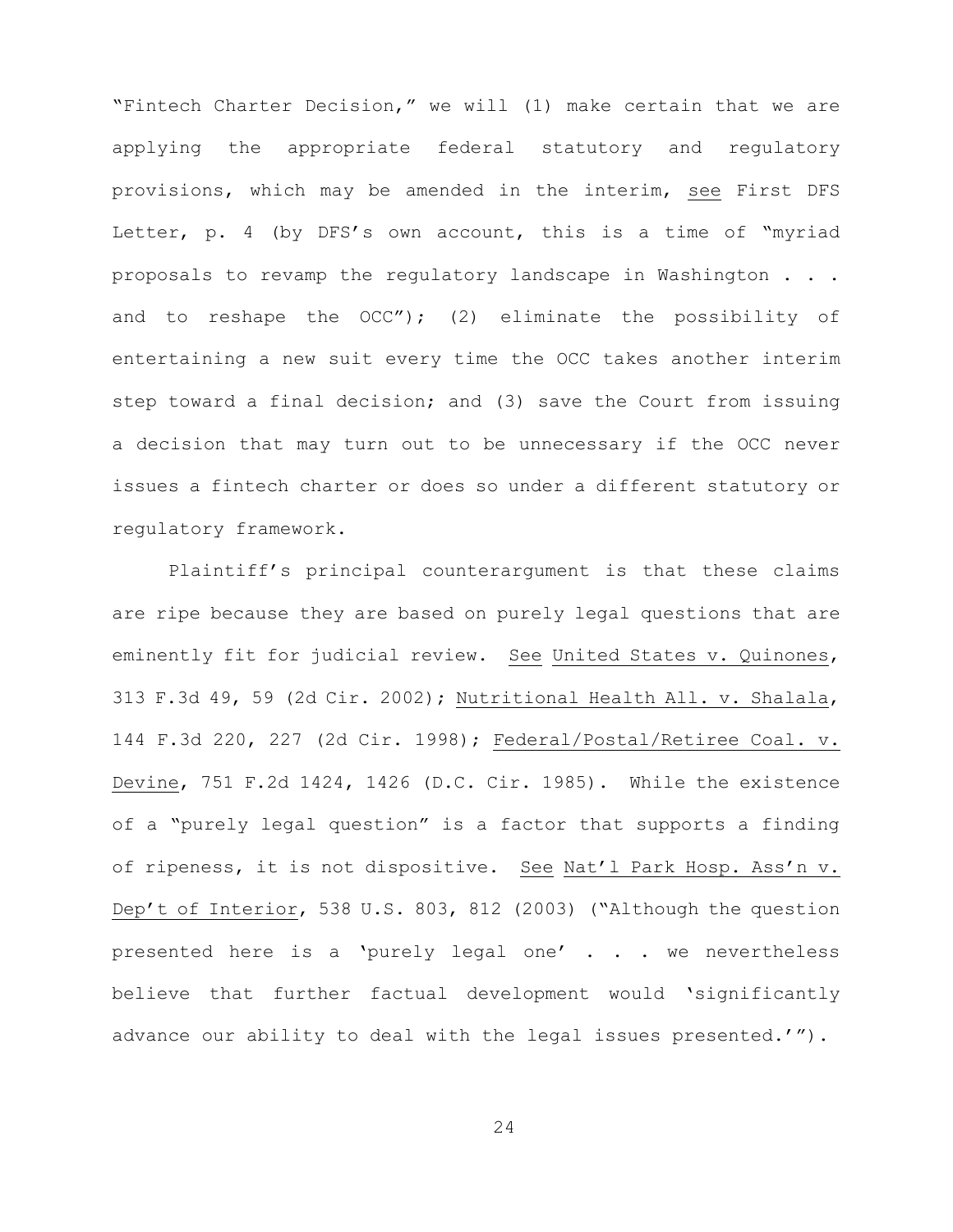"Fintech Charter Decision," we will (1) make certain that we are applying the appropriate federal statutory and regulatory provisions, which may be amended in the interim, see First DFS Letter, p. 4 (by DFS's own account, this is a time of "myriad proposals to revamp the regulatory landscape in Washington . . . and to reshape the OCC"); (2) eliminate the possibility of entertaining a new suit every time the OCC takes another interim step toward a final decision; and (3) save the Court from issuing a decision that may turn out to be unnecessary if the OCC never issues a fintech charter or does so under a different statutory or regulatory framework.

Plaintiff's principal counterargument is that these claims are ripe because they are based on purely legal questions that are eminently fit for judicial review. See United States v. Quinones, 313 F.3d 49, 59 (2d Cir. 2002); Nutritional Health All. v. Shalala, 144 F.3d 220, 227 (2d Cir. 1998); Federal/Postal/Retiree Coal. v. Devine, 751 F.2d 1424, 1426 (D.C. Cir. 1985). While the existence of a "purely legal question" is a factor that supports a finding of ripeness, it is not dispositive. See Nat'l Park Hosp. Ass'n v. Dep't of Interior, 538 U.S. 803, 812 (2003) ("Although the question presented here is a 'purely legal one' . . . we nevertheless believe that further factual development would 'significantly advance our ability to deal with the legal issues presented.'").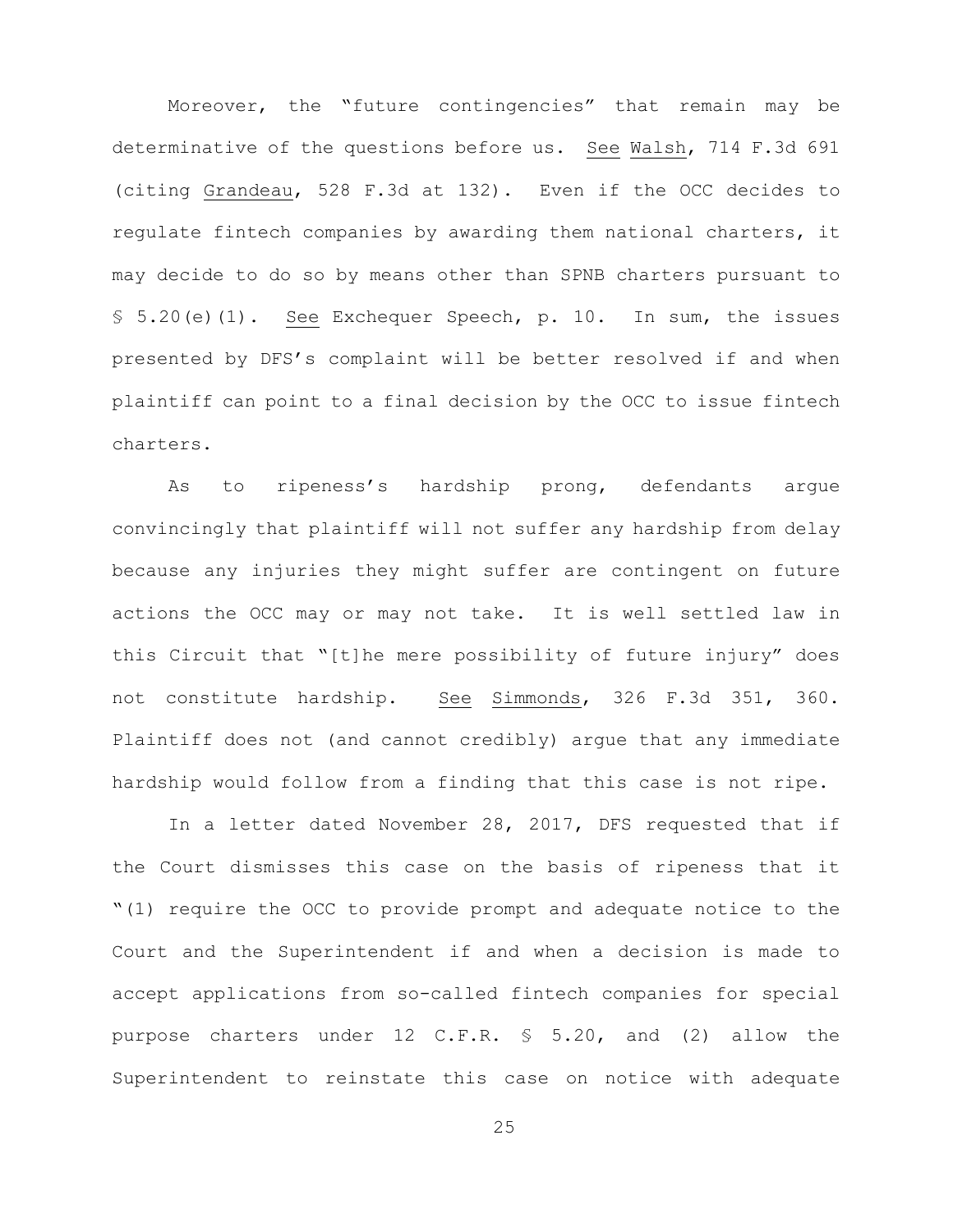Moreover, the "future contingencies" that remain may be determinative of the questions before us. See Walsh, 714 F.3d 691 (citing Grandeau, 528 F.3d at 132). Even if the OCC decides to regulate fintech companies by awarding them national charters, it may decide to do so by means other than SPNB charters pursuant to § 5.20(e)(1). See Exchequer Speech, p. 10. In sum, the issues presented by DFS's complaint will be better resolved if and when plaintiff can point to a final decision by the OCC to issue fintech charters.

As to ripeness's hardship prong, defendants argue convincingly that plaintiff will not suffer any hardship from delay because any injuries they might suffer are contingent on future actions the OCC may or may not take. It is well settled law in this Circuit that "[t]he mere possibility of future injury" does not constitute hardship. See Simmonds, 326 F.3d 351, 360. Plaintiff does not (and cannot credibly) argue that any immediate hardship would follow from a finding that this case is not ripe.

In a letter dated November 28, 2017, DFS requested that if the Court dismisses this case on the basis of ripeness that it "(1) require the OCC to provide prompt and adequate notice to the Court and the Superintendent if and when a decision is made to accept applications from so-called fintech companies for special purpose charters under 12 C.F.R. § 5.20, and (2) allow the Superintendent to reinstate this case on notice with adequate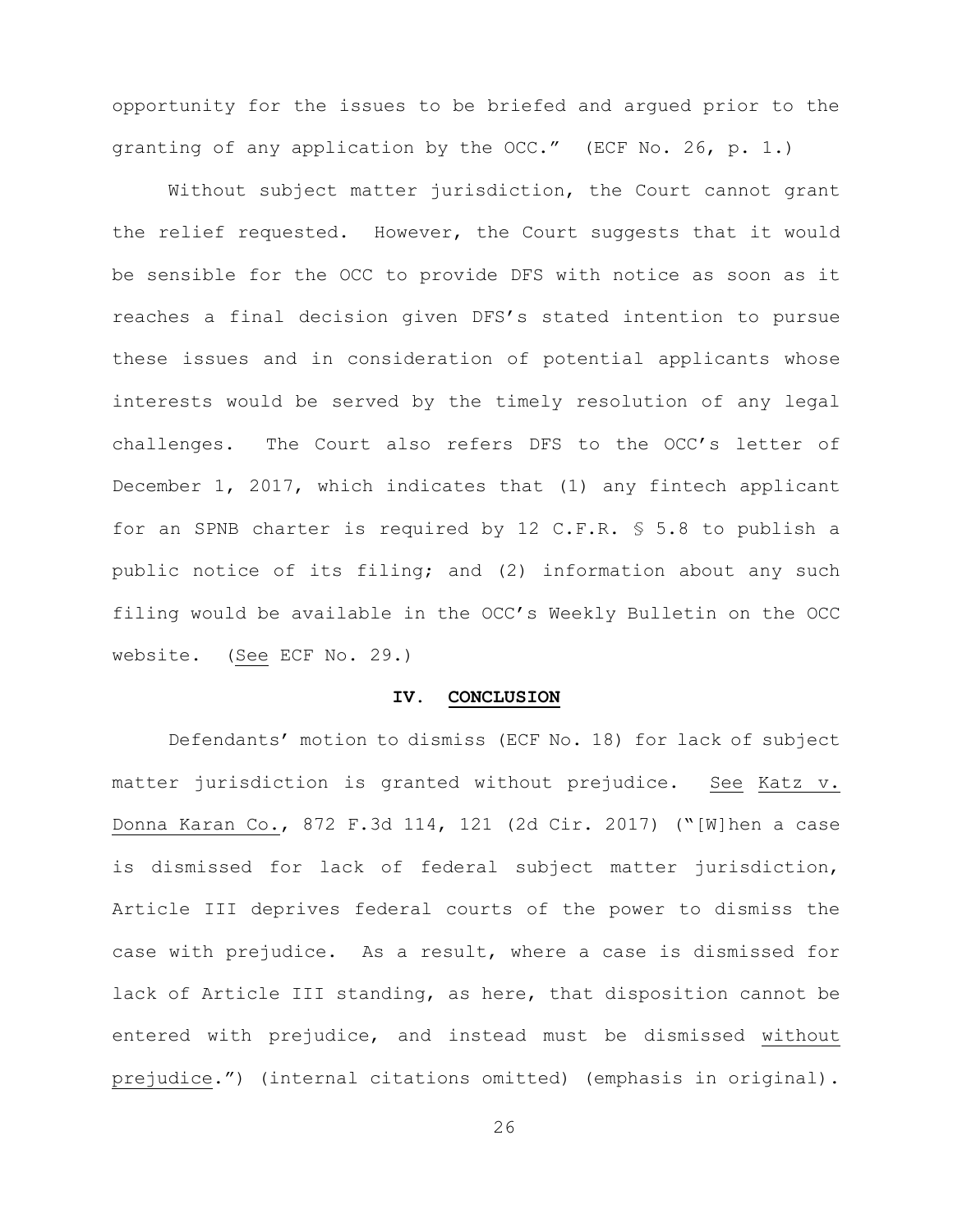opportunity for the issues to be briefed and argued prior to the granting of any application by the OCC." (ECF No. 26, p. 1.)

Without subject matter jurisdiction, the Court cannot grant the relief requested. However, the Court suggests that it would be sensible for the OCC to provide DFS with notice as soon as it reaches a final decision given DFS's stated intention to pursue these issues and in consideration of potential applicants whose interests would be served by the timely resolution of any legal challenges. The Court also refers DFS to the OCC's letter of December 1, 2017, which indicates that (1) any fintech applicant for an SPNB charter is required by 12 C.F.R. § 5.8 to publish a public notice of its filing; and (2) information about any such filing would be available in the OCC's Weekly Bulletin on the OCC website. (See ECF No. 29.)

## IV. CONCLUSION

Defendants' motion to dismiss (ECF No. 18) for lack of subject matter jurisdiction is granted without prejudice. See Katz v. Donna Karan Co., 872 F.3d 114, 121 (2d Cir. 2017) ("[W]hen a case is dismissed for lack of federal subject matter jurisdiction, Article III deprives federal courts of the power to dismiss the case with prejudice. As a result, where a case is dismissed for lack of Article III standing, as here, that disposition cannot be entered with prejudice, and instead must be dismissed without prejudice.") (internal citations omitted) (emphasis in original).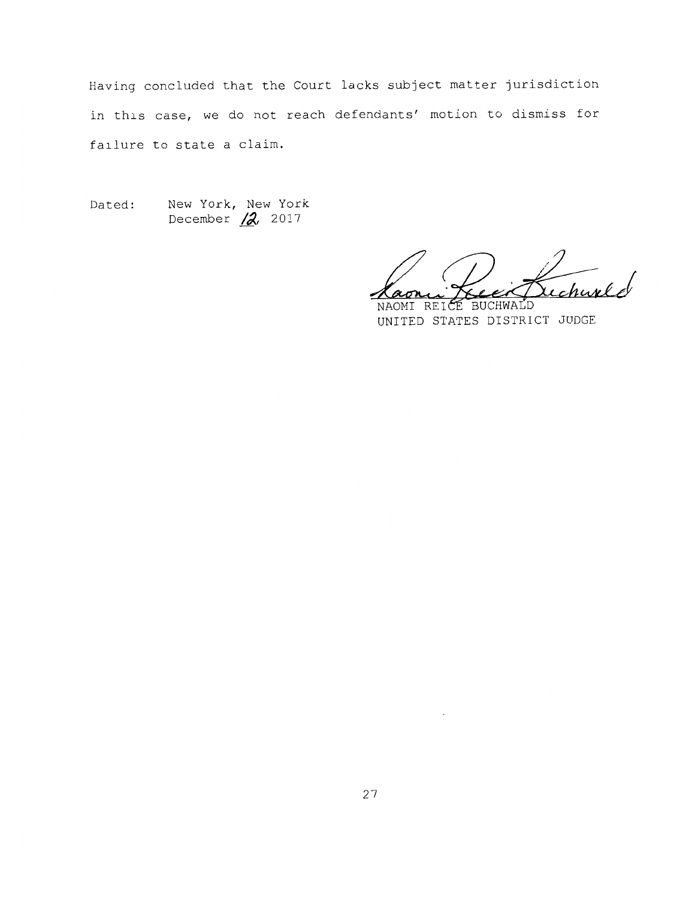Having concluded that the Court lacks subject matter jurisdiction in this case, we do not reach defendants' motion to dismiss for failure to state a claim.

Dated: New York, New York
December 12, 2017

NAOMI REICE BUCHWALD
UNITED STATES DISTRICT JUDGE